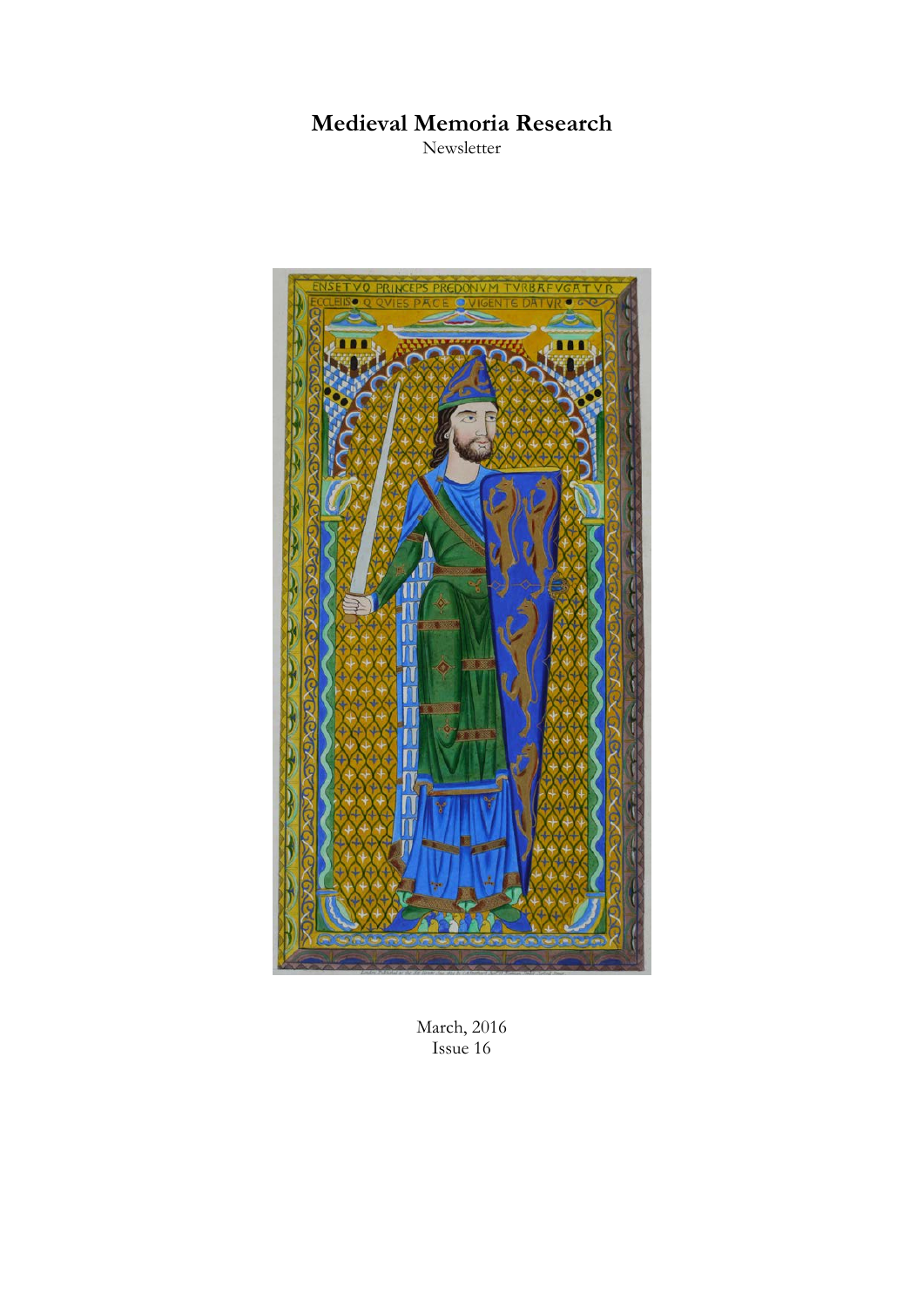# Medieval Memoria Research

Newsletter

March, 2016

Issue 16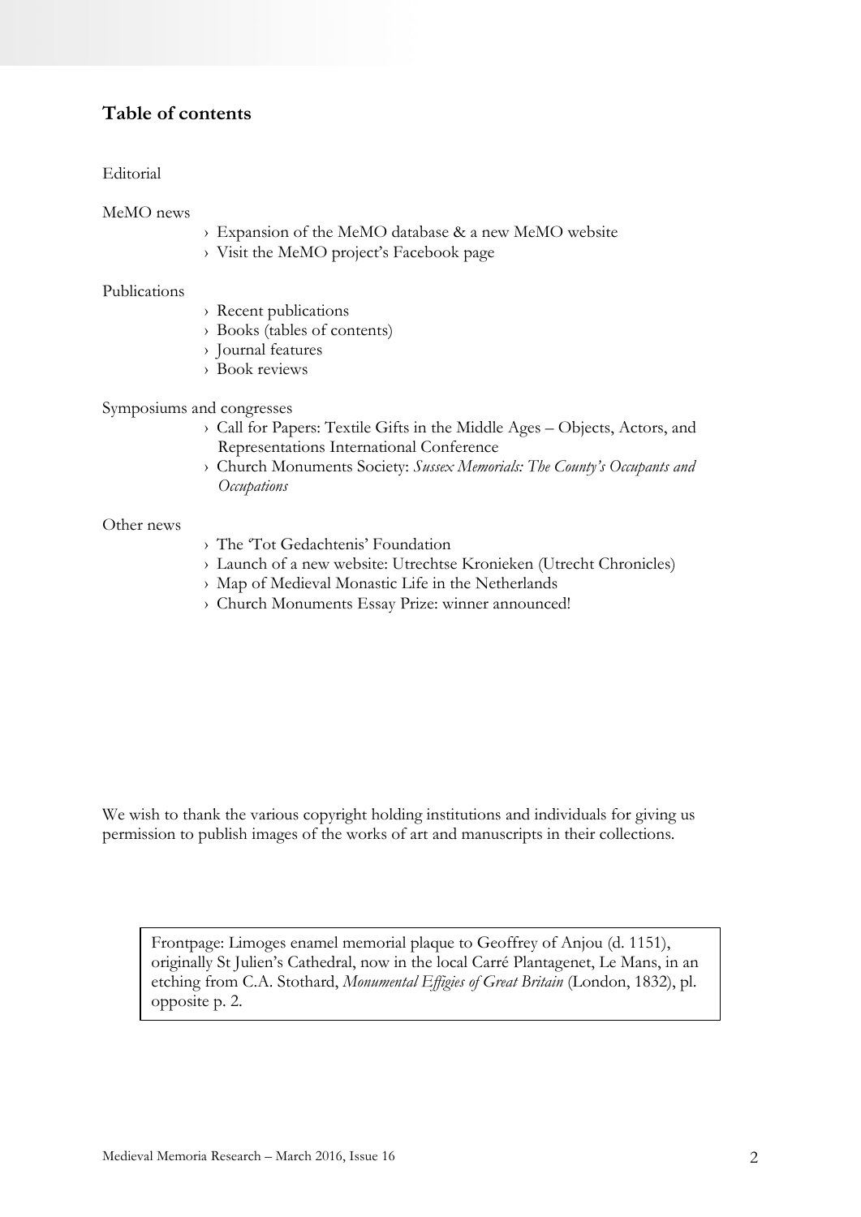## Table of contents

Editorial

MeMO news

- › Expansion of the MeMO database & a new MeMO website
- › Visit the MeMO project's Facebook page

Publications

- › Recent publications
- › Books (tables of contents)
- › Journal features
- › Book reviews

Symposiums and congresses

- › Call for Papers: Textile Gifts in the Middle Ages – Objects, Actors, and Representations International Conference
- › Church Monuments Society: *Sussex Memorials: The County's Occupants and Occupations*

Other news

- › The 'Tot Gedachtenis' Foundation
- › Launch of a new website: Utrechtse Kronieken (Utrecht Chronicles)
- › Map of Medieval Monastic Life in the Netherlands
- › Church Monuments Essay Prize: winner announced!

We wish to thank the various copyright holding institutions and individuals for giving us permission to publish images of the works of art and manuscripts in their collections.

Frontpage: Limoges enamel memorial plaque to Geoffrey of Anjou (d. 1151), originally St Julien's Cathedral, now in the local Carré Plantagenet, Le Mans, in an etching from C.A. Stothard, *Monumental Effigies of Great Britain* (London, 1832), pl. opposite p. 2.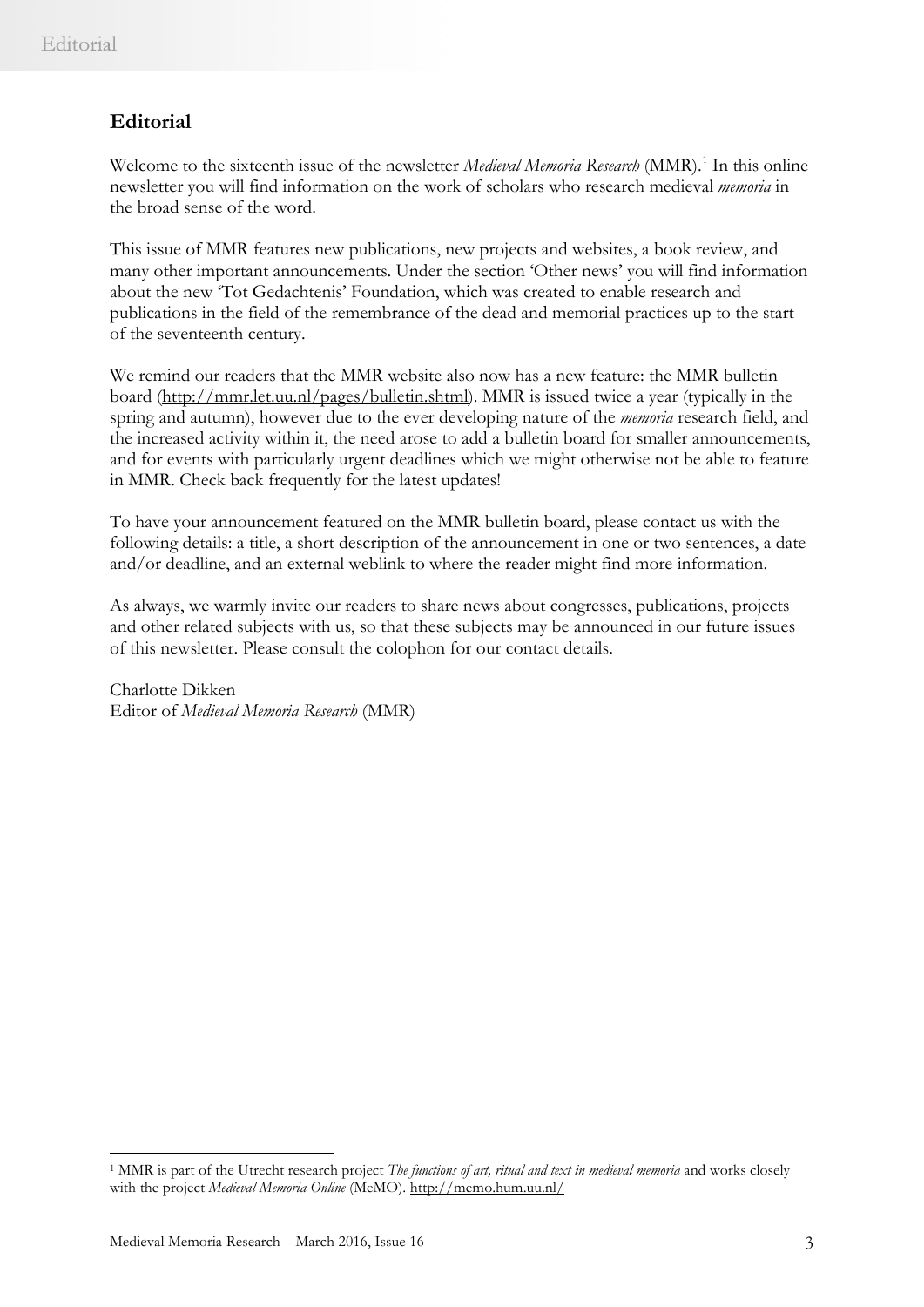## Editorial

Welcome to the sixteenth issue of the newsletter *Medieval Memoria Research* (MMR).[1] In this online newsletter you will find information on the work of scholars who research medieval *memoria* in the broad sense of the word.

This issue of MMR features new publications, new projects and websites, a book review, and many other important announcements. Under the section 'Other news' you will find information about the new 'Tot Gedachtenis' Foundation, which was created to enable research and publications in the field of the remembrance of the dead and memorial practices up to the start of the seventeenth century.

We remind our readers that the MMR website also now has a new feature: the MMR bulletin board (http://mmr.let.uu.nl/pages/bulletin.shtml). MMR is issued twice a year (typically in the spring and autumn), however due to the ever developing nature of the *memoria* research field, and the increased activity within it, the need arose to add a bulletin board for smaller announcements, and for events with particularly urgent deadlines which we might otherwise not be able to feature in MMR. Check back frequently for the latest updates!

To have your announcement featured on the MMR bulletin board, please contact us with the following details: a title, a short description of the announcement in one or two sentences, a date and/or deadline, and an external weblink to where the reader might find more information.

As always, we warmly invite our readers to share news about congresses, publications, projects and other related subjects with us, so that these subjects may be announced in our future issues of this newsletter. Please consult the colophon for our contact details.

Charlotte Dikken
Editor of *Medieval Memoria Research* (MMR)

---

[1] MMR is part of the Utrecht research project *The functions of art, ritual and text in medieval memoria* and works closely with the project *Medieval Memoria Online* (MeMO). http://memo.hum.uu.nl/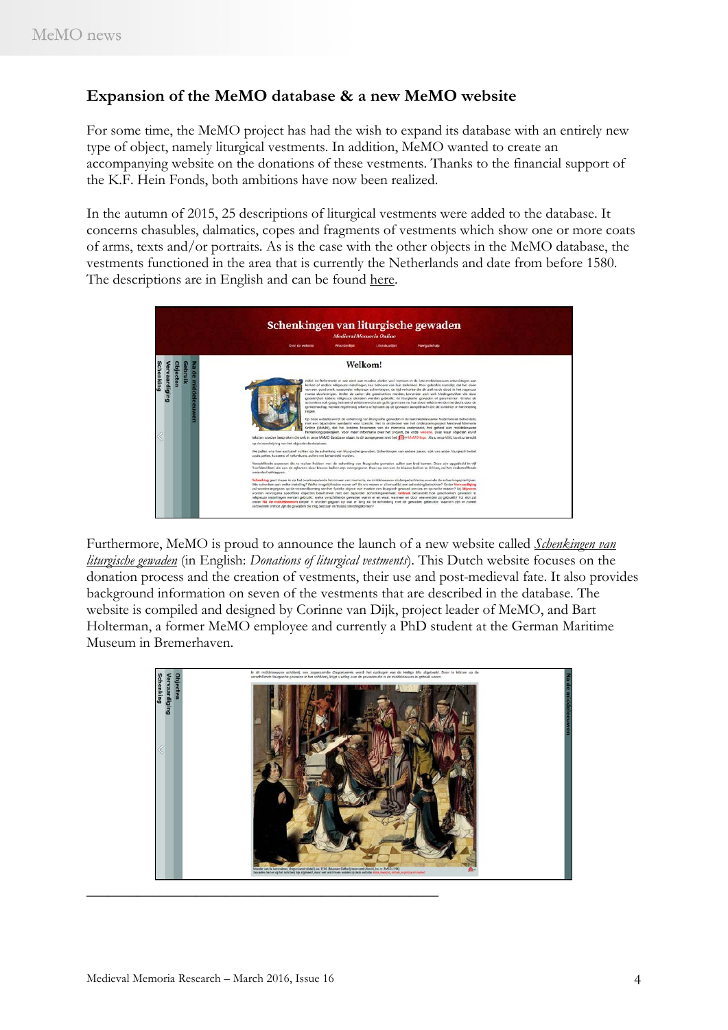## Expansion of the MeMO database & a new MeMO website

For some time, the MeMO project has had the wish to expand its database with an entirely new type of object, namely liturgical vestments. In addition, MeMO wanted to create an accompanying website on the donations of these vestments. Thanks to the financial support of the K.F. Hein Fonds, both ambitions have now been realized.

In the autumn of 2015, 25 descriptions of liturgical vestments were added to the database. It concerns chasubles, dalmatics, copes and fragments of vestments which show one or more coats of arms, texts and/or portraits. As is the case with the other objects in the MeMO database, the vestments functioned in the area that is currently the Netherlands and date from before 1580. The descriptions are in English and can be found here.

Furthermore, MeMO is proud to announce the launch of a new website called *Schenkingen van liturgische gewaden* (in English: *Donations of liturgical vestments*). This Dutch website focuses on the donation process and the creation of vestments, their use and post-medieval fate. It also provides background information on seven of the vestments that are described in the database. The website is compiled and designed by Corinne van Dijk, project leader of MeMO, and Bart Holterman, a former MeMO employee and currently a PhD student at the German Maritime Museum in Bremerhaven.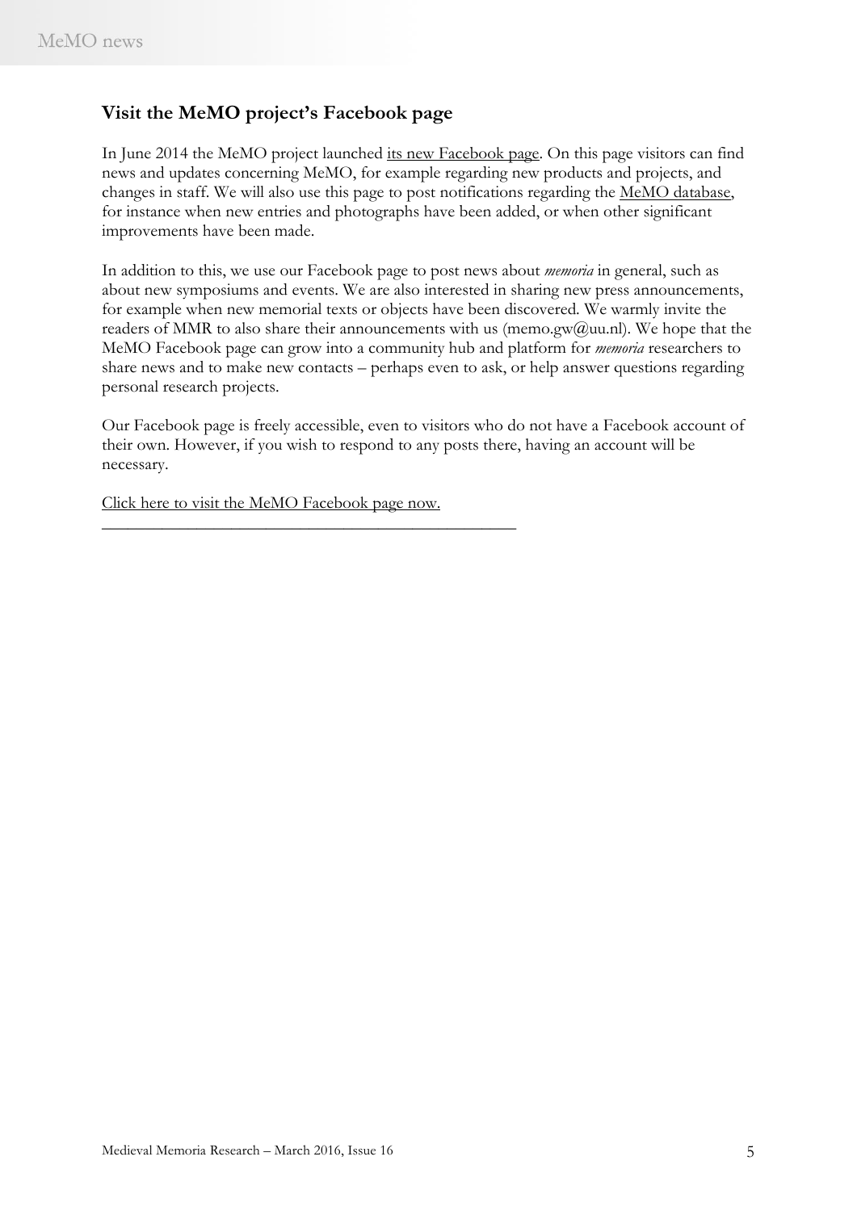## Visit the MeMO project's Facebook page

In June 2014 the MeMO project launched its new Facebook page. On this page visitors can find news and updates concerning MeMO, for example regarding new products and projects, and changes in staff. We will also use this page to post notifications regarding the MeMO database, for instance when new entries and photographs have been added, or when other significant improvements have been made.

In addition to this, we use our Facebook page to post news about *memoria* in general, such as about new symposiums and events. We are also interested in sharing new press announcements, for example when new memorial texts or objects have been discovered. We warmly invite the readers of MMR to also share their announcements with us (memo.gw@uu.nl). We hope that the MeMO Facebook page can grow into a community hub and platform for *memoria* researchers to share news and to make new contacts – perhaps even to ask, or help answer questions regarding personal research projects.

Our Facebook page is freely accessible, even to visitors who do not have a Facebook account of their own. However, if you wish to respond to any posts there, having an account will be necessary.

Click here to visit the MeMO Facebook page now.

---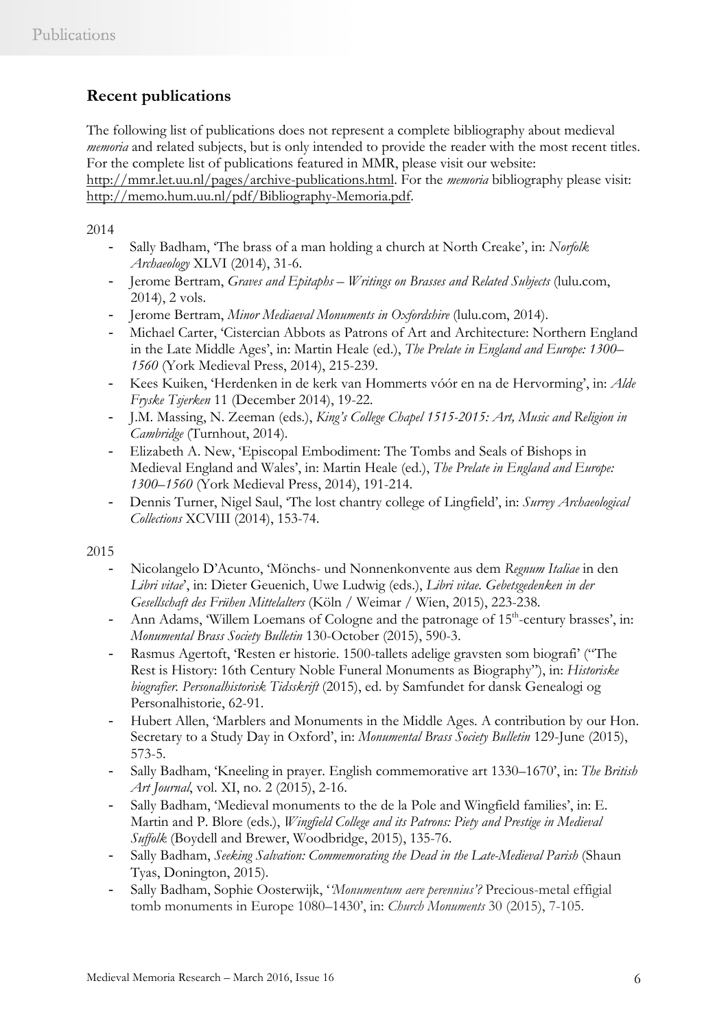## Recent publications

The following list of publications does not represent a complete bibliography about medieval *memoria* and related subjects, but is only intended to provide the reader with the most recent titles. For the complete list of publications featured in MMR, please visit our website: http://mmr.let.uu.nl/pages/archive-publications.html. For the *memoria* bibliography please visit: http://memo.hum.uu.nl/pdf/Bibliography-Memoria.pdf.

2014

- Sally Badham, 'The brass of a man holding a church at North Creake', in: *Norfolk Archaeology* XLVI (2014), 31-6.
- Jerome Bertram, *Graves and Epitaphs – Writings on Brasses and Related Subjects* (lulu.com, 2014), 2 vols.
- Jerome Bertram, *Minor Mediaeval Monuments in Oxfordshire* (lulu.com, 2014).
- Michael Carter, 'Cistercian Abbots as Patrons of Art and Architecture: Northern England in the Late Middle Ages', in: Martin Heale (ed.), *The Prelate in England and Europe: 1300–1560* (York Medieval Press, 2014), 215-239.
- Kees Kuiken, 'Herdenken in de kerk van Hommerts vóór en na de Hervorming', in: *Alde Fryske Tsjerken* 11 (December 2014), 19-22.
- J.M. Massing, N. Zeeman (eds.), *King's College Chapel 1515-2015: Art, Music and Religion in Cambridge* (Turnhout, 2014).
- Elizabeth A. New, 'Episcopal Embodiment: The Tombs and Seals of Bishops in Medieval England and Wales', in: Martin Heale (ed.), *The Prelate in England and Europe: 1300–1560* (York Medieval Press, 2014), 191-214.
- Dennis Turner, Nigel Saul, 'The lost chantry college of Lingfield', in: *Surrey Archaeological Collections* XCVIII (2014), 153-74.

2015

- Nicolangelo D'Acunto, 'Mönchs- und Nonnenkonvente aus dem *Regnum Italiae* in den *Libri vitae*', in: Dieter Geuenich, Uwe Ludwig (eds.), *Libri vitae. Gebetsgedenken in der Gesellschaft des Frühen Mittelalters* (Köln / Weimar / Wien, 2015), 223-238.
- Ann Adams, 'Willem Loemans of Cologne and the patronage of 15th-century brasses', in: *Monumental Brass Society Bulletin* 130-October (2015), 590-3.
- Rasmus Agertoft, 'Resten er historie. 1500-tallets adelige gravsten som biografi' ("The Rest is History: 16th Century Noble Funeral Monuments as Biography"), in: *Historiske biografier. Personalhistorisk Tidsskrift* (2015), ed. by Samfundet for dansk Genealogi og Personalhistorie, 62-91.
- Hubert Allen, 'Marblers and Monuments in the Middle Ages. A contribution by our Hon. Secretary to a Study Day in Oxford', in: *Monumental Brass Society Bulletin* 129-June (2015), 573-5.
- Sally Badham, 'Kneeling in prayer. English commemorative art 1330–1670', in: *The British Art Journal*, vol. XI, no. 2 (2015), 2-16.
- Sally Badham, 'Medieval monuments to the de la Pole and Wingfield families', in: E. Martin and P. Blore (eds.), *Wingfield College and its Patrons: Piety and Prestige in Medieval Suffolk* (Boydell and Brewer, Woodbridge, 2015), 135-76.
- Sally Badham, *Seeking Salvation: Commemorating the Dead in the Late-Medieval Parish* (Shaun Tyas, Donington, 2015).
- Sally Badham, Sophie Oosterwijk, '*'Monumentum aere perennius'?* Precious-metal effigial tomb monuments in Europe 1080–1430', in: *Church Monuments* 30 (2015), 7-105.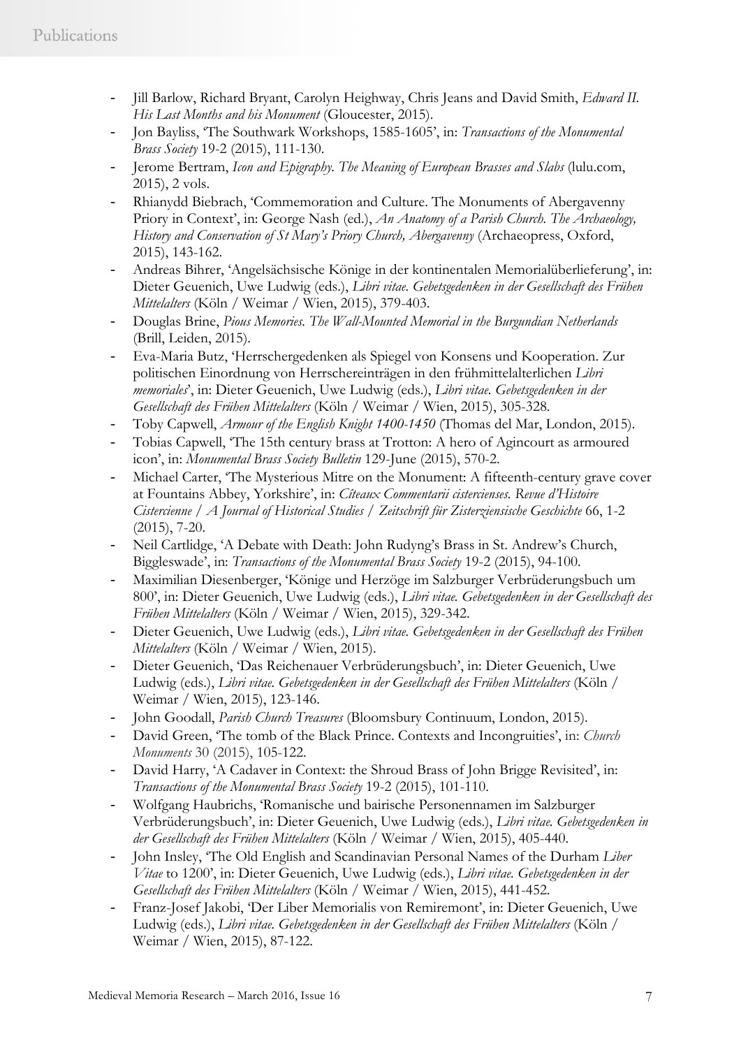- Jill Barlow, Richard Bryant, Carolyn Heighway, Chris Jeans and David Smith, *Edward II. His Last Months and his Monument* (Gloucester, 2015).
- Jon Bayliss, 'The Southwark Workshops, 1585-1605', in: *Transactions of the Monumental Brass Society* 19-2 (2015), 111-130.
- Jerome Bertram, *Icon and Epigraphy. The Meaning of European Brasses and Slabs* (lulu.com, 2015), 2 vols.
- Rhianydd Biebrach, 'Commemoration and Culture. The Monuments of Abergavenny Priory in Context', in: George Nash (ed.), *An Anatomy of a Parish Church. The Archaeology, History and Conservation of St Mary's Priory Church, Abergavenny* (Archaeopress, Oxford, 2015), 143-162.
- Andreas Bihrer, 'Angelsächsische Könige in der kontinentalen Memorialüberlieferung', in: Dieter Geuenich, Uwe Ludwig (eds.), *Libri vitae. Gebetsgedenken in der Gesellschaft des Frühen Mittelalters* (Köln / Weimar / Wien, 2015), 379-403.
- Douglas Brine, *Pious Memories. The Wall-Mounted Memorial in the Burgundian Netherlands* (Brill, Leiden, 2015).
- Eva-Maria Butz, 'Herrschergedenken als Spiegel von Konsens und Kooperation. Zur politischen Einordnung von Herrschereinträgen in den frühmittelalterlichen *Libri memoriales*', in: Dieter Geuenich, Uwe Ludwig (eds.), *Libri vitae. Gebetsgedenken in der Gesellschaft des Frühen Mittelalters* (Köln / Weimar / Wien, 2015), 305-328.
- Toby Capwell, *Armour of the English Knight 1400-1450* (Thomas del Mar, London, 2015).
- Tobias Capwell, 'The 15th century brass at Trotton: A hero of Agincourt as armoured icon', in: *Monumental Brass Society Bulletin* 129-June (2015), 570-2.
- Michael Carter, 'The Mysterious Mitre on the Monument: A fifteenth-century grave cover at Fountains Abbey, Yorkshire', in: *Cîteaux Commentarii cistercienses. Revue d'Histoire Cistercienne / A Journal of Historical Studies / Zeitschrift für Zisterziensische Geschichte* 66, 1-2 (2015), 7-20.
- Neil Cartlidge, 'A Debate with Death: John Rudyng's Brass in St. Andrew's Church, Biggleswade', in: *Transactions of the Monumental Brass Society* 19-2 (2015), 94-100.
- Maximilian Diesenberger, 'Könige und Herzöge im Salzburger Verbrüderungsbuch um 800', in: Dieter Geuenich, Uwe Ludwig (eds.), *Libri vitae. Gebetsgedenken in der Gesellschaft des Frühen Mittelalters* (Köln / Weimar / Wien, 2015), 329-342.
- Dieter Geuenich, Uwe Ludwig (eds.), *Libri vitae. Gebetsgedenken in der Gesellschaft des Frühen Mittelalters* (Köln / Weimar / Wien, 2015).
- Dieter Geuenich, 'Das Reichenauer Verbrüderungsbuch', in: Dieter Geuenich, Uwe Ludwig (eds.), *Libri vitae. Gebetsgedenken in der Gesellschaft des Frühen Mittelalters* (Köln / Weimar / Wien, 2015), 123-146.
- John Goodall, *Parish Church Treasures* (Bloomsbury Continuum, London, 2015).
- David Green, 'The tomb of the Black Prince. Contexts and Incongruities', in: *Church Monuments* 30 (2015), 105-122.
- David Harry, 'A Cadaver in Context: the Shroud Brass of John Brigge Revisited', in: *Transactions of the Monumental Brass Society* 19-2 (2015), 101-110.
- Wolfgang Haubrichs, 'Romanische und bairische Personennamen im Salzburger Verbrüderungsbuch', in: Dieter Geuenich, Uwe Ludwig (eds.), *Libri vitae. Gebetsgedenken in der Gesellschaft des Frühen Mittelalters* (Köln / Weimar / Wien, 2015), 405-440.
- John Insley, 'The Old English and Scandinavian Personal Names of the Durham *Liber Vitae* to 1200', in: Dieter Geuenich, Uwe Ludwig (eds.), *Libri vitae. Gebetsgedenken in der Gesellschaft des Frühen Mittelalters* (Köln / Weimar / Wien, 2015), 441-452.
- Franz-Josef Jakobi, 'Der Liber Memorialis von Remiremont', in: Dieter Geuenich, Uwe Ludwig (eds.), *Libri vitae. Gebetsgedenken in der Gesellschaft des Frühen Mittelalters* (Köln / Weimar / Wien, 2015), 87-122.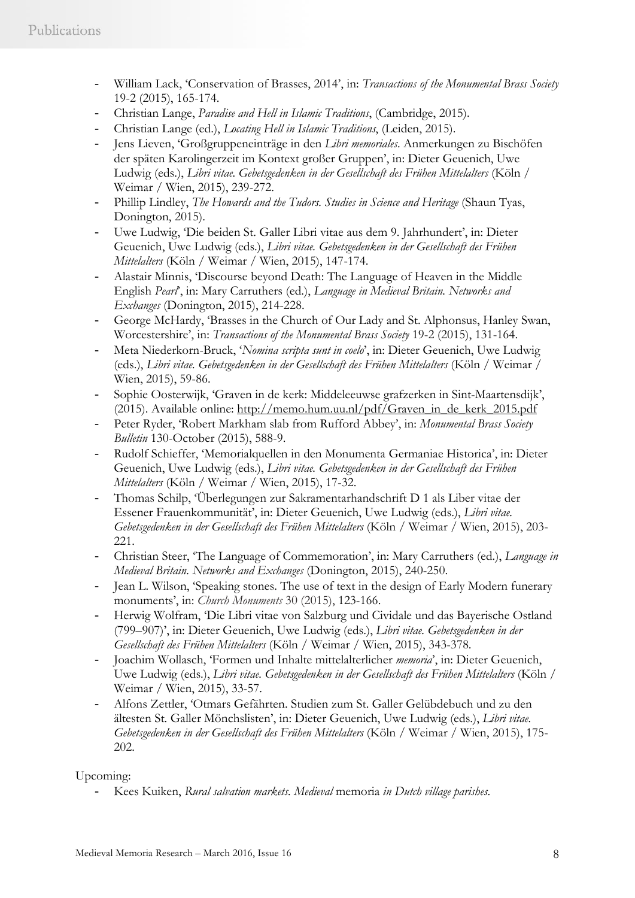- William Lack, 'Conservation of Brasses, 2014', in: *Transactions of the Monumental Brass Society* 19-2 (2015), 165-174.
- Christian Lange, *Paradise and Hell in Islamic Traditions*, (Cambridge, 2015).
- Christian Lange (ed.), *Locating Hell in Islamic Traditions*, (Leiden, 2015).
- Jens Lieven, 'Großgruppeneinträge in den *Libri memoriales*. Anmerkungen zu Bischöfen der späten Karolingerzeit im Kontext großer Gruppen', in: Dieter Geuenich, Uwe Ludwig (eds.), *Libri vitae. Gebetsgedenken in der Gesellschaft des Frühen Mittelalters* (Köln / Weimar / Wien, 2015), 239-272.
- Phillip Lindley, *The Howards and the Tudors. Studies in Science and Heritage* (Shaun Tyas, Donington, 2015).
- Uwe Ludwig, 'Die beiden St. Galler Libri vitae aus dem 9. Jahrhundert', in: Dieter Geuenich, Uwe Ludwig (eds.), *Libri vitae. Gebetsgedenken in der Gesellschaft des Frühen Mittelalters* (Köln / Weimar / Wien, 2015), 147-174.
- Alastair Minnis, 'Discourse beyond Death: The Language of Heaven in the Middle English *Pearl*', in: Mary Carruthers (ed.), *Language in Medieval Britain. Networks and Exchanges* (Donington, 2015), 214-228.
- George McHardy, 'Brasses in the Church of Our Lady and St. Alphonsus, Hanley Swan, Worcestershire', in: *Transactions of the Monumental Brass Society* 19-2 (2015), 131-164.
- Meta Niederkorn-Bruck, '*Nomina scripta sunt in coelo*', in: Dieter Geuenich, Uwe Ludwig (eds.), *Libri vitae. Gebetsgedenken in der Gesellschaft des Frühen Mittelalters* (Köln / Weimar / Wien, 2015), 59-86.
- Sophie Oosterwijk, 'Graven in de kerk: Middeleeuwse grafzerken in Sint-Maartensdijk', (2015). Available online: http://memo.hum.uu.nl/pdf/Graven_in_de_kerk_2015.pdf
- Peter Ryder, 'Robert Markham slab from Rufford Abbey', in: *Monumental Brass Society Bulletin* 130-October (2015), 588-9.
- Rudolf Schieffer, 'Memorialquellen in den Monumenta Germaniae Historica', in: Dieter Geuenich, Uwe Ludwig (eds.), *Libri vitae. Gebetsgedenken in der Gesellschaft des Frühen Mittelalters* (Köln / Weimar / Wien, 2015), 17-32.
- Thomas Schilp, 'Überlegungen zur Sakramentarhandschrift D 1 als Liber vitae der Essener Frauenkommunität', in: Dieter Geuenich, Uwe Ludwig (eds.), *Libri vitae. Gebetsgedenken in der Gesellschaft des Frühen Mittelalters* (Köln / Weimar / Wien, 2015), 203-221.
- Christian Steer, 'The Language of Commemoration', in: Mary Carruthers (ed.), *Language in Medieval Britain. Networks and Exchanges* (Donington, 2015), 240-250.
- Jean L. Wilson, 'Speaking stones. The use of text in the design of Early Modern funerary monuments', in: *Church Monuments* 30 (2015), 123-166.
- Herwig Wolfram, 'Die Libri vitae von Salzburg und Cividale und das Bayerische Ostland (799–907)', in: Dieter Geuenich, Uwe Ludwig (eds.), *Libri vitae. Gebetsgedenken in der Gesellschaft des Frühen Mittelalters* (Köln / Weimar / Wien, 2015), 343-378.
- Joachim Wollasch, 'Formen und Inhalte mittelalterlicher *memoria*', in: Dieter Geuenich, Uwe Ludwig (eds.), *Libri vitae. Gebetsgedenken in der Gesellschaft des Frühen Mittelalters* (Köln / Weimar / Wien, 2015), 33-57.
- Alfons Zettler, 'Otmars Gefährten. Studien zum St. Galler Gelübdebuch und zu den ältesten St. Galler Mönchslisten', in: Dieter Geuenich, Uwe Ludwig (eds.), *Libri vitae. Gebetsgedenken in der Gesellschaft des Frühen Mittelalters* (Köln / Weimar / Wien, 2015), 175-202.

Upcoming:

- Kees Kuiken, *Rural salvation markets. Medieval* memoria *in Dutch village parishes*.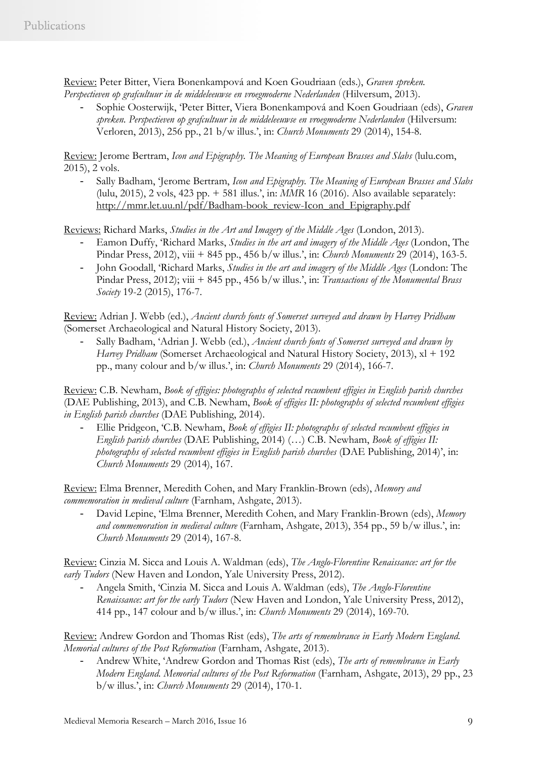Review: Peter Bitter, Viera Bonenkampová and Koen Goudriaan (eds.), *Graven spreken. Perspectieven op grafcultuur in de middeleeuwse en vroegmoderne Nederlanden* (Hilversum, 2013).

- Sophie Oosterwijk, 'Peter Bitter, Viera Bonenkampová and Koen Goudriaan (eds), *Graven spreken. Perspectieven op grafcultuur in de middeleeuwse en vroegmoderne Nederlanden* (Hilversum: Verloren, 2013), 256 pp., 21 b/w illus.', in: *Church Monuments* 29 (2014), 154-8.

Review: Jerome Bertram, *Icon and Epigraphy. The Meaning of European Brasses and Slabs* (lulu.com, 2015), 2 vols.

- Sally Badham, 'Jerome Bertram, *Icon and Epigraphy. The Meaning of European Brasses and Slabs* (lulu, 2015), 2 vols, 423 pp. + 581 illus.', in: *MMR* 16 (2016). Also available separately: http://mmr.let.uu.nl/pdf/Badham-book_review-Icon_and_Epigraphy.pdf

Reviews: Richard Marks, *Studies in the Art and Imagery of the Middle Ages* (London, 2013).

- Eamon Duffy, 'Richard Marks, *Studies in the art and imagery of the Middle Ages* (London, The Pindar Press, 2012), viii + 845 pp., 456 b/w illus.', in: *Church Monuments* 29 (2014), 163-5.
- John Goodall, 'Richard Marks, *Studies in the art and imagery of the Middle Ages* (London: The Pindar Press, 2012); viii + 845 pp., 456 b/w illus.', in: *Transactions of the Monumental Brass Society* 19-2 (2015), 176-7.

Review: Adrian J. Webb (ed.), *Ancient church fonts of Somerset surveyed and drawn by Harvey Pridham* (Somerset Archaeological and Natural History Society, 2013).

- Sally Badham, 'Adrian J. Webb (ed.), *Ancient church fonts of Somerset surveyed and drawn by Harvey Pridham* (Somerset Archaeological and Natural History Society, 2013), xl + 192 pp., many colour and b/w illus.', in: *Church Monuments* 29 (2014), 166-7.

Review: C.B. Newham, *Book of effigies: photographs of selected recumbent effigies in English parish churches* (DAE Publishing, 2013), and C.B. Newham, *Book of effigies II: photographs of selected recumbent effigies in English parish churches* (DAE Publishing, 2014).

- Ellie Pridgeon, 'C.B. Newham, *Book of effigies II: photographs of selected recumbent effigies in English parish churches* (DAE Publishing, 2014) (…) C.B. Newham, *Book of effigies II: photographs of selected recumbent effigies in English parish churches* (DAE Publishing, 2014)', in: *Church Monuments* 29 (2014), 167.

Review: Elma Brenner, Meredith Cohen, and Mary Franklin-Brown (eds), *Memory and commemoration in medieval culture* (Farnham, Ashgate, 2013).

- David Lepine, 'Elma Brenner, Meredith Cohen, and Mary Franklin-Brown (eds), *Memory and commemoration in medieval culture* (Farnham, Ashgate, 2013), 354 pp., 59 b/w illus.', in: *Church Monuments* 29 (2014), 167-8.

Review: Cinzia M. Sicca and Louis A. Waldman (eds), *The Anglo-Florentine Renaissance: art for the early Tudors* (New Haven and London, Yale University Press, 2012).

- Angela Smith, 'Cinzia M. Sicca and Louis A. Waldman (eds), *The Anglo-Florentine Renaissance: art for the early Tudors* (New Haven and London, Yale University Press, 2012), 414 pp., 147 colour and b/w illus.', in: *Church Monuments* 29 (2014), 169-70.

Review: Andrew Gordon and Thomas Rist (eds), *The arts of remembrance in Early Modern England. Memorial cultures of the Post Reformation* (Farnham, Ashgate, 2013).

- Andrew White, 'Andrew Gordon and Thomas Rist (eds), *The arts of remembrance in Early Modern England. Memorial cultures of the Post Reformation* (Farnham, Ashgate, 2013), 29 pp., 23 b/w illus.', in: *Church Monuments* 29 (2014), 170-1.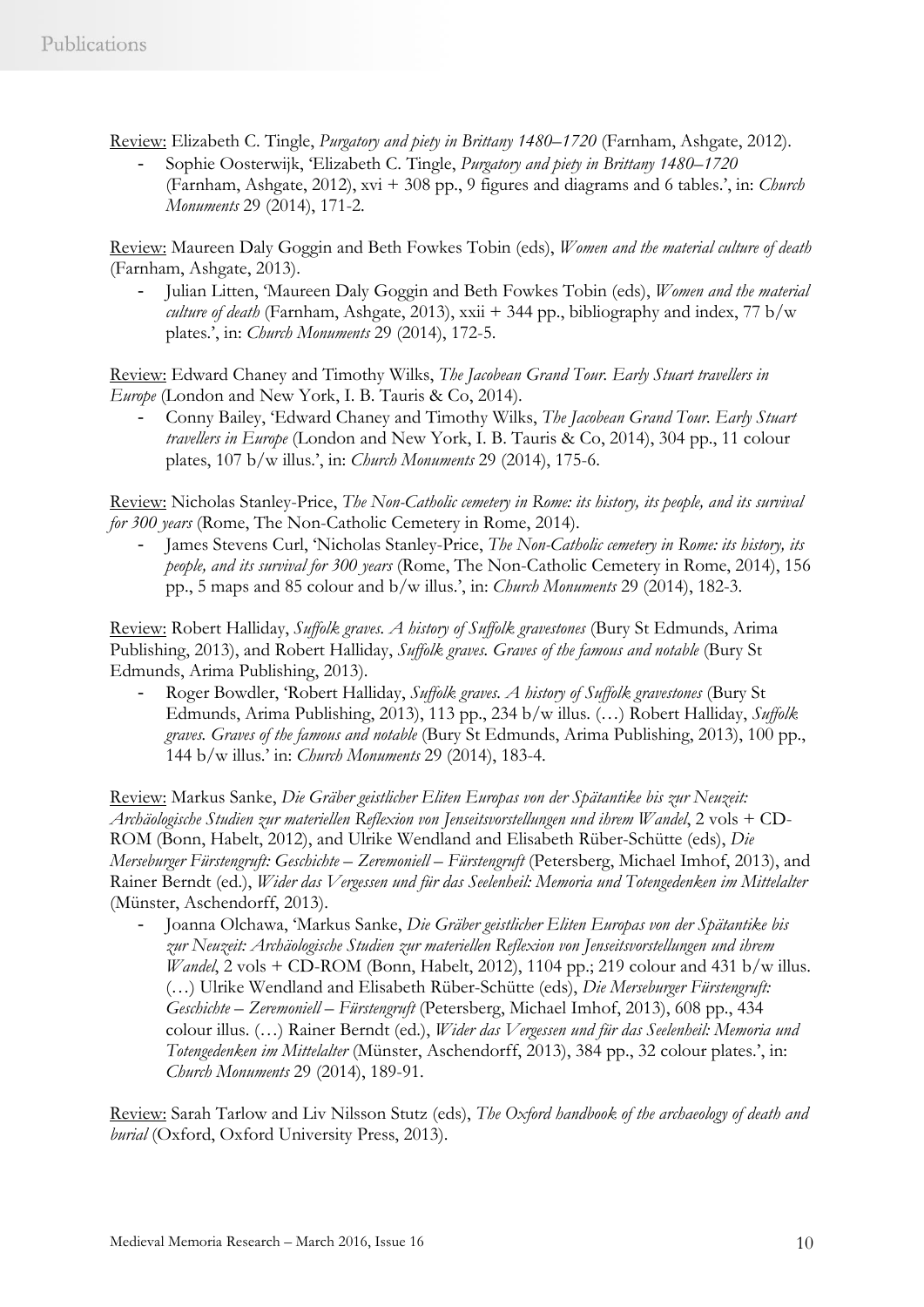Review: Elizabeth C. Tingle, *Purgatory and piety in Brittany 1480–1720* (Farnham, Ashgate, 2012).

- Sophie Oosterwijk, 'Elizabeth C. Tingle, *Purgatory and piety in Brittany 1480–1720* (Farnham, Ashgate, 2012), xvi + 308 pp., 9 figures and diagrams and 6 tables.', in: *Church Monuments* 29 (2014), 171-2.

Review: Maureen Daly Goggin and Beth Fowkes Tobin (eds), *Women and the material culture of death* (Farnham, Ashgate, 2013).

- Julian Litten, 'Maureen Daly Goggin and Beth Fowkes Tobin (eds), *Women and the material culture of death* (Farnham, Ashgate, 2013), xxii + 344 pp., bibliography and index, 77 b/w plates.', in: *Church Monuments* 29 (2014), 172-5.

Review: Edward Chaney and Timothy Wilks, *The Jacobean Grand Tour. Early Stuart travellers in Europe* (London and New York, I. B. Tauris & Co, 2014).

- Conny Bailey, 'Edward Chaney and Timothy Wilks, *The Jacobean Grand Tour. Early Stuart travellers in Europe* (London and New York, I. B. Tauris & Co, 2014), 304 pp., 11 colour plates, 107 b/w illus.', in: *Church Monuments* 29 (2014), 175-6.

Review: Nicholas Stanley-Price, *The Non-Catholic cemetery in Rome: its history, its people, and its survival for 300 years* (Rome, The Non-Catholic Cemetery in Rome, 2014).

- James Stevens Curl, 'Nicholas Stanley-Price, *The Non-Catholic cemetery in Rome: its history, its people, and its survival for 300 years* (Rome, The Non-Catholic Cemetery in Rome, 2014), 156 pp., 5 maps and 85 colour and b/w illus.', in: *Church Monuments* 29 (2014), 182-3.

Review: Robert Halliday, *Suffolk graves. A history of Suffolk gravestones* (Bury St Edmunds, Arima Publishing, 2013), and Robert Halliday, *Suffolk graves. Graves of the famous and notable* (Bury St Edmunds, Arima Publishing, 2013).

- Roger Bowdler, 'Robert Halliday, *Suffolk graves. A history of Suffolk gravestones* (Bury St Edmunds, Arima Publishing, 2013), 113 pp., 234 b/w illus. (…) Robert Halliday, *Suffolk graves. Graves of the famous and notable* (Bury St Edmunds, Arima Publishing, 2013), 100 pp., 144 b/w illus.' in: *Church Monuments* 29 (2014), 183-4.

Review: Markus Sanke, *Die Gräber geistlicher Eliten Europas von der Spätantike bis zur Neuzeit: Archäologische Studien zur materiellen Reflexion von Jenseitsvorstellungen und ihrem Wandel*, 2 vols + CD-ROM (Bonn, Habelt, 2012), and Ulrike Wendland and Elisabeth Rüber-Schütte (eds), *Die Merseburger Fürstengruft: Geschichte – Zeremoniell – Fürstengruft* (Petersberg, Michael Imhof, 2013), and Rainer Berndt (ed.), *Wider das Vergessen und für das Seelenheil: Memoria und Totengedenken im Mittelalter* (Münster, Aschendorff, 2013).

- Joanna Olchawa, 'Markus Sanke, *Die Gräber geistlicher Eliten Europas von der Spätantike bis zur Neuzeit: Archäologische Studien zur materiellen Reflexion von Jenseitsvorstellungen und ihrem Wandel*, 2 vols + CD-ROM (Bonn, Habelt, 2012), 1104 pp.; 219 colour and 431 b/w illus. (…) Ulrike Wendland and Elisabeth Rüber-Schütte (eds), *Die Merseburger Fürstengruft: Geschichte – Zeremoniell – Fürstengruft* (Petersberg, Michael Imhof, 2013), 608 pp., 434 colour illus. (…) Rainer Berndt (ed.), *Wider das Vergessen und für das Seelenheil: Memoria und Totengedenken im Mittelalter* (Münster, Aschendorff, 2013), 384 pp., 32 colour plates.', in: *Church Monuments* 29 (2014), 189-91.

Review: Sarah Tarlow and Liv Nilsson Stutz (eds), *The Oxford handbook of the archaeology of death and burial* (Oxford, Oxford University Press, 2013).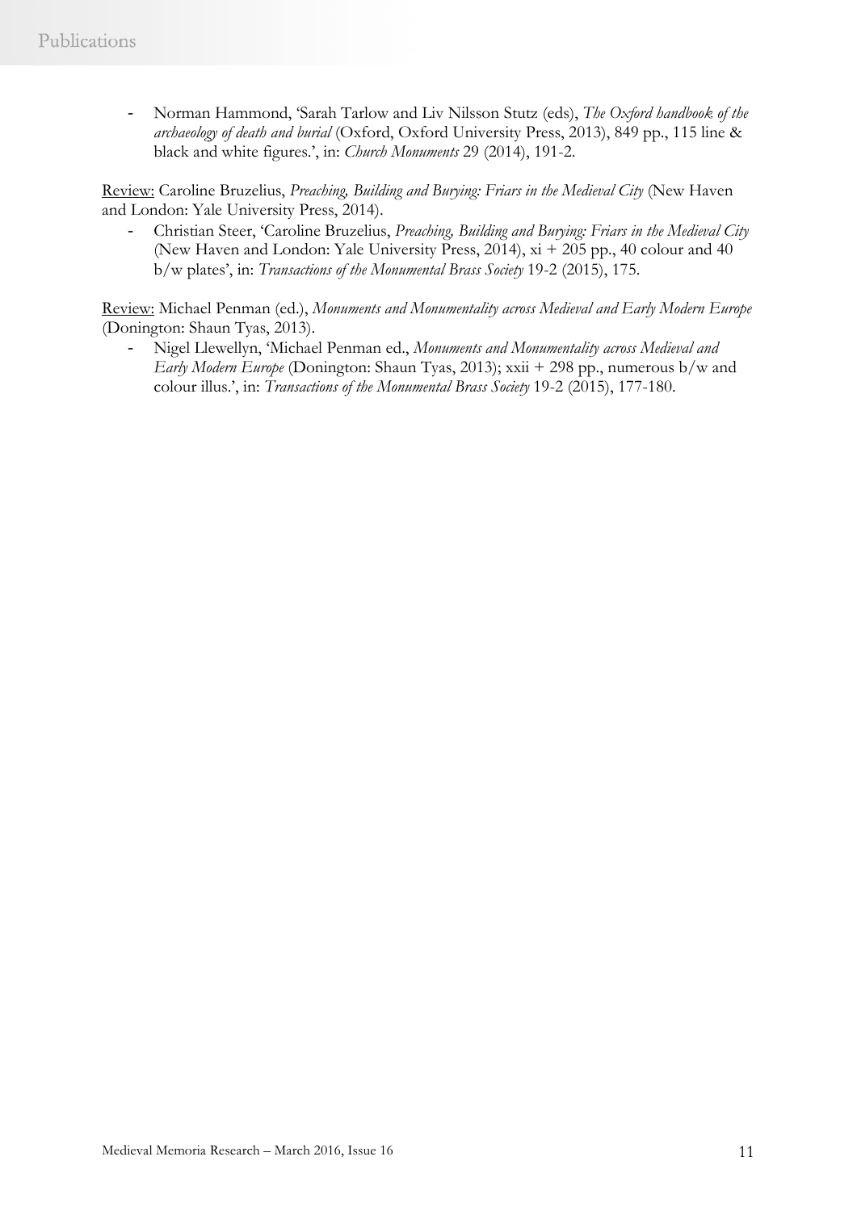- Norman Hammond, 'Sarah Tarlow and Liv Nilsson Stutz (eds), *The Oxford handbook of the archaeology of death and burial* (Oxford, Oxford University Press, 2013), 849 pp., 115 line & black and white figures.', in: *Church Monuments* 29 (2014), 191-2.

Review: Caroline Bruzelius, *Preaching, Building and Burying: Friars in the Medieval City* (New Haven and London: Yale University Press, 2014).

- Christian Steer, 'Caroline Bruzelius, *Preaching, Building and Burying: Friars in the Medieval City* (New Haven and London: Yale University Press, 2014), xi + 205 pp., 40 colour and 40 b/w plates', in: *Transactions of the Monumental Brass Society* 19-2 (2015), 175.

Review: Michael Penman (ed.), *Monuments and Monumentality across Medieval and Early Modern Europe* (Donington: Shaun Tyas, 2013).

- Nigel Llewellyn, 'Michael Penman ed., *Monuments and Monumentality across Medieval and Early Modern Europe* (Donington: Shaun Tyas, 2013); xxii + 298 pp., numerous b/w and colour illus.', in: *Transactions of the Monumental Brass Society* 19-2 (2015), 177-180.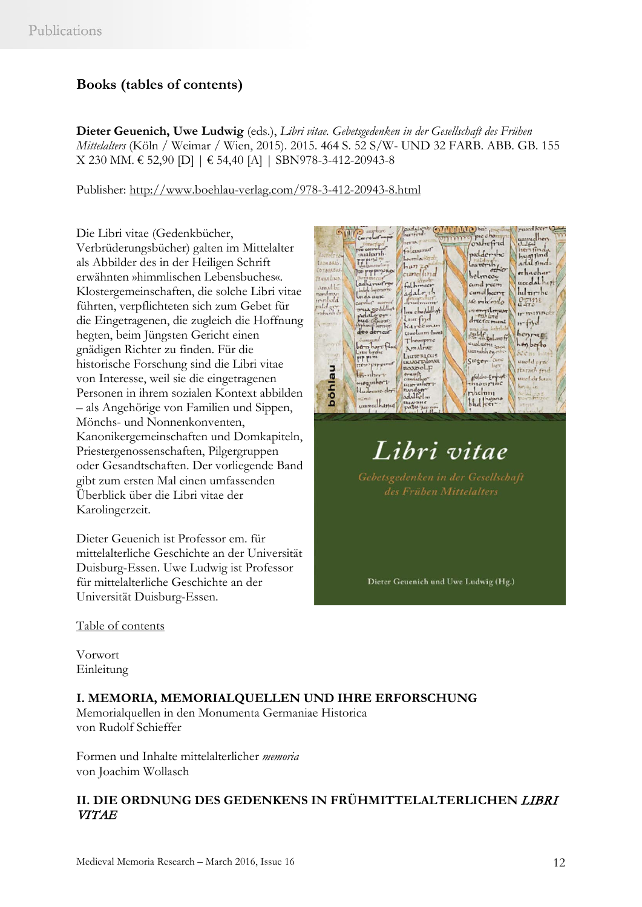## Books (tables of contents)

**Dieter Geuenich, Uwe Ludwig** (eds.), *Libri vitae. Gebetsgedenken in der Gesellschaft des Frühen Mittelalters* (Köln / Weimar / Wien, 2015). 2015. 464 S. 52 S/W- UND 32 FARB. ABB. GB. 155 X 230 MM. € 52,90 [D] | € 54,40 [A] | SBN978-3-412-20943-8

Publisher: http://www.boehlau-verlag.com/978-3-412-20943-8.html

Die Libri vitae (Gedenkbücher, Verbrüderungsbücher) galten im Mittelalter als Abbilder des in der Heiligen Schrift erwähnten »himmlischen Lebensbuches«. Klostergemeinschaften, die solche Libri vitae führten, verpflichteten sich zum Gebet für die Eingetragenen, die zugleich die Hoffnung hegten, beim Jüngsten Gericht einen gnädigen Richter zu finden. Für die historische Forschung sind die Libri vitae von Interesse, weil sie die eingetragenen Personen in ihrem sozialen Kontext abbilden – als Angehörige von Familien und Sippen, Mönchs- und Nonnenkonventen, Kanonikergemeinschaften und Domkapiteln, Priestergenossenschaften, Pilgergruppen oder Gesandtschaften. Der vorliegende Band gibt zum ersten Mal einen umfassenden Überblick über die Libri vitae der Karolingerzeit.

Dieter Geuenich ist Professor em. für mittelalterliche Geschichte an der Universität Duisburg-Essen. Uwe Ludwig ist Professor für mittelalterliche Geschichte an der Universität Duisburg-Essen.

Table of contents

Vorwort
Einleitung

**I. MEMORIA, MEMORIALQUELLEN UND IHRE ERFORSCHUNG**
Memorialquellen in den Monumenta Germaniae Historica
von Rudolf Schieffer

Formen und Inhalte mittelalterlicher *memoria*
von Joachim Wollasch

**II. DIE ORDNUNG DES GEDENKENS IN FRÜHMITTELALTERLICHEN *LIBRI VITAE***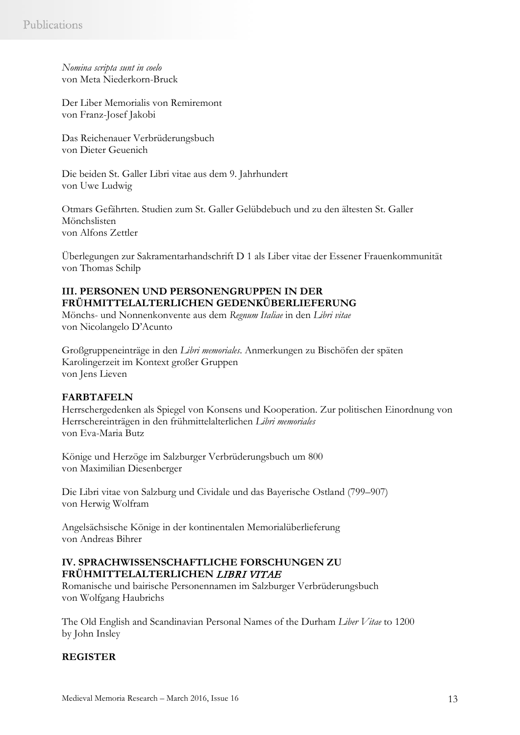*Nomina scripta sunt in coelo*
von Meta Niederkorn-Bruck

Der Liber Memorialis von Remiremont
von Franz-Josef Jakobi

Das Reichenauer Verbrüderungsbuch
von Dieter Geuenich

Die beiden St. Galler Libri vitae aus dem 9. Jahrhundert
von Uwe Ludwig

Otmars Gefährten. Studien zum St. Galler Gelübdebuch und zu den ältesten St. Galler Mönchslisten
von Alfons Zettler

Überlegungen zur Sakramentarhandschrift D 1 als Liber vitae der Essener Frauenkommunität
von Thomas Schilp

**III. PERSONEN UND PERSONENGRUPPEN IN DER FRÜHMITTELALTERLICHEN GEDENKÜBERLIEFERUNG**

Mönchs- und Nonnenkonvente aus dem *Regnum Italiae* in den *Libri vitae*
von Nicolangelo D'Acunto

Großgruppeneinträge in den *Libri memoriales*. Anmerkungen zu Bischöfen der späten Karolingerzeit im Kontext großer Gruppen
von Jens Lieven

**FARBTAFELN**

Herrschergedenken als Spiegel von Konsens und Kooperation. Zur politischen Einordnung von Herrschereinträgen in den frühmittelalterlichen *Libri memoriales*
von Eva-Maria Butz

Könige und Herzöge im Salzburger Verbrüderungsbuch um 800
von Maximilian Diesenberger

Die Libri vitae von Salzburg und Cividale und das Bayerische Ostland (799–907)
von Herwig Wolfram

Angelsächsische Könige in der kontinentalen Memorialüberlieferung
von Andreas Bihrer

**IV. SPRACHWISSENSCHAFTLICHE FORSCHUNGEN ZU FRÜHMITTELALTERLICHEN *LIBRI VITAE***

Romanische und bairische Personennamen im Salzburger Verbrüderungsbuch
von Wolfgang Haubrichs

The Old English and Scandinavian Personal Names of the Durham *Liber Vitae* to 1200
by John Insley

**REGISTER**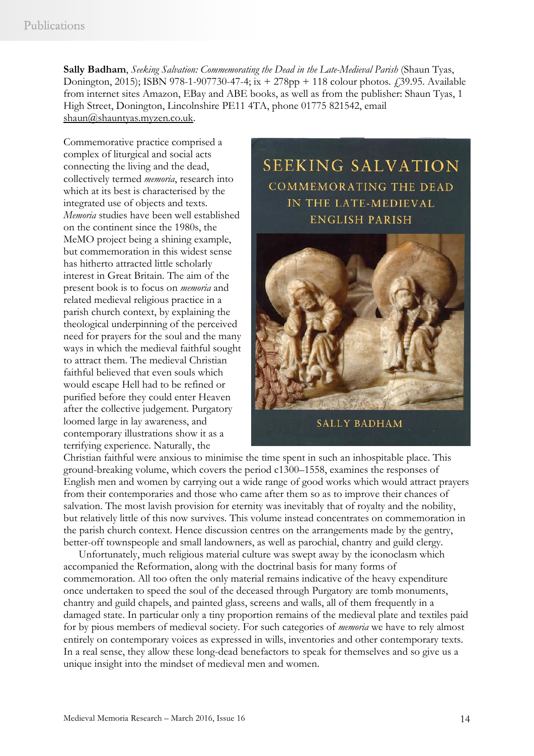**Sally Badham**, *Seeking Salvation: Commemorating the Dead in the Late-Medieval Parish* (Shaun Tyas, Donington, 2015); ISBN 978-1-907730-47-4; ix + 278pp + 118 colour photos. £39.95. Available from internet sites Amazon, EBay and ABE books, as well as from the publisher: Shaun Tyas, 1 High Street, Donington, Lincolnshire PE11 4TA, phone 01775 821542, email shaun@shauntyas.myzen.co.uk.

Commemorative practice comprised a complex of liturgical and social acts connecting the living and the dead, collectively termed *memoria*, research into which at its best is characterised by the integrated use of objects and texts. *Memoria* studies have been well established on the continent since the 1980s, the MeMO project being a shining example, but commemoration in this widest sense has hitherto attracted little scholarly interest in Great Britain. The aim of the present book is to focus on *memoria* and related medieval religious practice in a parish church context, by explaining the theological underpinning of the perceived need for prayers for the soul and the many ways in which the medieval faithful sought to attract them. The medieval Christian faithful believed that even souls which would escape Hell had to be refined or purified before they could enter Heaven after the collective judgement. Purgatory loomed large in lay awareness, and contemporary illustrations show it as a terrifying experience. Naturally, the Christian faithful were anxious to minimise the time spent in such an inhospitable place. This ground-breaking volume, which covers the period c1300–1558, examines the responses of English men and women by carrying out a wide range of good works which would attract prayers from their contemporaries and those who came after them so as to improve their chances of salvation. The most lavish provision for eternity was inevitably that of royalty and the nobility, but relatively little of this now survives. This volume instead concentrates on commemoration in the parish church context. Hence discussion centres on the arrangements made by the gentry, better-off townspeople and small landowners, as well as parochial, chantry and guild clergy.

Unfortunately, much religious material culture was swept away by the iconoclasm which accompanied the Reformation, along with the doctrinal basis for many forms of commemoration. All too often the only material remains indicative of the heavy expenditure once undertaken to speed the soul of the deceased through Purgatory are tomb monuments, chantry and guild chapels, and painted glass, screens and walls, all of them frequently in a damaged state. In particular only a tiny proportion remains of the medieval plate and textiles paid for by pious members of medieval society. For such categories of *memoria* we have to rely almost entirely on contemporary voices as expressed in wills, inventories and other contemporary texts. In a real sense, they allow these long-dead benefactors to speak for themselves and so give us a unique insight into the mindset of medieval men and women.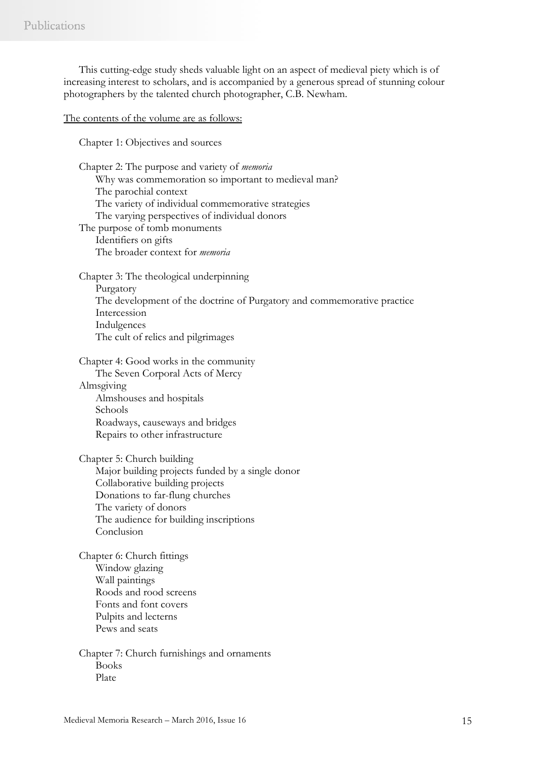This cutting-edge study sheds valuable light on an aspect of medieval piety which is of increasing interest to scholars, and is accompanied by a generous spread of stunning colour photographers by the talented church photographer, C.B. Newham.

<u>The contents of the volume are as follows:</u>

Chapter 1: Objectives and sources

Chapter 2: The purpose and variety of *memoria*
- Why was commemoration so important to medieval man?
- The parochial context
- The variety of individual commemorative strategies
- The varying perspectives of individual donors

The purpose of tomb monuments
- Identifiers on gifts
- The broader context for *memoria*

Chapter 3: The theological underpinning
- Purgatory
- The development of the doctrine of Purgatory and commemorative practice
- Intercession
- Indulgences
- The cult of relics and pilgrimages

Chapter 4: Good works in the community
- The Seven Corporal Acts of Mercy

Almsgiving
- Almshouses and hospitals
- Schools
- Roadways, causeways and bridges
- Repairs to other infrastructure

Chapter 5: Church building
- Major building projects funded by a single donor
- Collaborative building projects
- Donations to far-flung churches
- The variety of donors
- The audience for building inscriptions
- Conclusion

Chapter 6: Church fittings
- Window glazing
- Wall paintings
- Roods and rood screens
- Fonts and font covers
- Pulpits and lecterns
- Pews and seats

Chapter 7: Church furnishings and ornaments
- Books
- Plate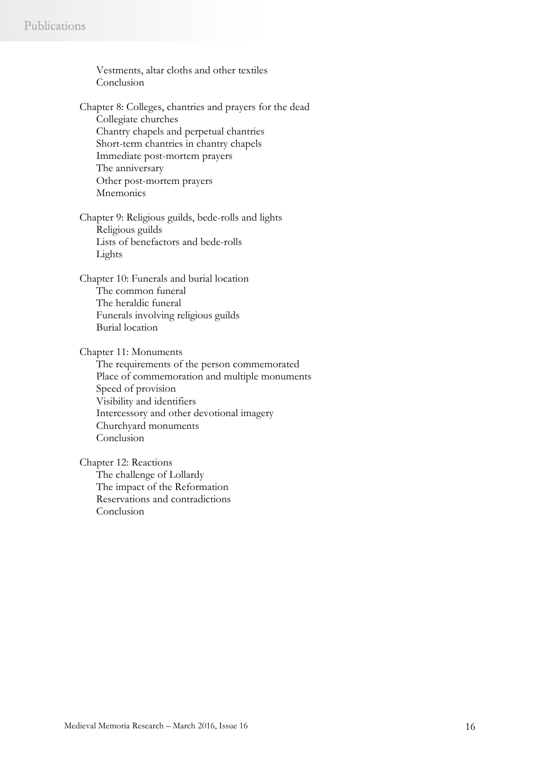Vestments, altar cloths and other textiles
Conclusion

Chapter 8: Colleges, chantries and prayers for the dead
- Collegiate churches
- Chantry chapels and perpetual chantries
- Short-term chantries in chantry chapels
- Immediate post-mortem prayers
- The anniversary
- Other post-mortem prayers
- Mnemonics

Chapter 9: Religious guilds, bede-rolls and lights
- Religious guilds
- Lists of benefactors and bede-rolls
- Lights

Chapter 10: Funerals and burial location
- The common funeral
- The heraldic funeral
- Funerals involving religious guilds
- Burial location

Chapter 11: Monuments
- The requirements of the person commemorated
- Place of commemoration and multiple monuments
- Speed of provision
- Visibility and identifiers
- Intercessory and other devotional imagery
- Churchyard monuments
- Conclusion

Chapter 12: Reactions
- The challenge of Lollardy
- The impact of the Reformation
- Reservations and contradictions
- Conclusion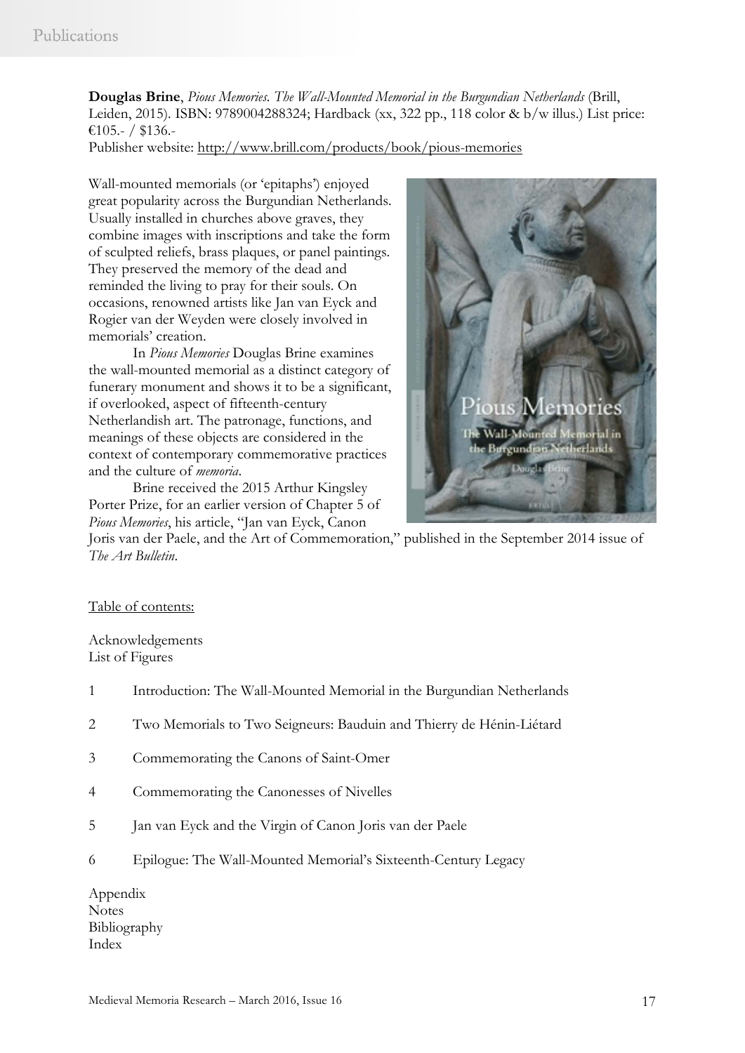**Douglas Brine**, *Pious Memories. The Wall-Mounted Memorial in the Burgundian Netherlands* (Brill, Leiden, 2015). ISBN: 9789004288324; Hardback (xx, 322 pp., 118 color & b/w illus.) List price: €105.- / $136.-
Publisher website: http://www.brill.com/products/book/pious-memories

Wall-mounted memorials (or 'epitaphs') enjoyed great popularity across the Burgundian Netherlands. Usually installed in churches above graves, they combine images with inscriptions and take the form of sculpted reliefs, brass plaques, or panel paintings. They preserved the memory of the dead and reminded the living to pray for their souls. On occasions, renowned artists like Jan van Eyck and Rogier van der Weyden were closely involved in memorials' creation.

In *Pious Memories* Douglas Brine examines the wall-mounted memorial as a distinct category of funerary monument and shows it to be a significant, if overlooked, aspect of fifteenth-century Netherlandish art. The patronage, functions, and meanings of these objects are considered in the context of contemporary commemorative practices and the culture of *memoria*.

Brine received the 2015 Arthur Kingsley Porter Prize, for an earlier version of Chapter 5 of *Pious Memories*, his article, "Jan van Eyck, Canon Joris van der Paele, and the Art of Commemoration," published in the September 2014 issue of *The Art Bulletin*.

Table of contents:

Acknowledgements
List of Figures

1 Introduction: The Wall-Mounted Memorial in the Burgundian Netherlands

2 Two Memorials to Two Seigneurs: Bauduin and Thierry de Hénin-Liétard

3 Commemorating the Canons of Saint-Omer

4 Commemorating the Canonesses of Nivelles

5 Jan van Eyck and the Virgin of Canon Joris van der Paele

6 Epilogue: The Wall-Mounted Memorial's Sixteenth-Century Legacy

Appendix
Notes
Bibliography
Index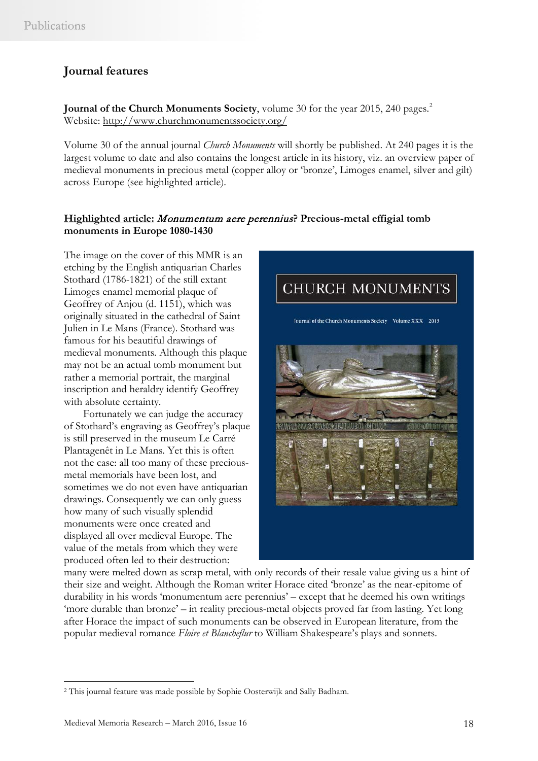## Journal features

**Journal of the Church Monuments Society**, volume 30 for the year 2015, 240 pages.[2]
Website: http://www.churchmonumentssociety.org/

Volume 30 of the annual journal *Church Monuments* will shortly be published. At 240 pages it is the largest volume to date and also contains the longest article in its history, viz. an overview paper of medieval monuments in precious metal (copper alloy or 'bronze', Limoges enamel, silver and gilt) across Europe (see highlighted article).

### Highlighted article: *Monumentum aere perennius*? Precious-metal effigial tomb monuments in Europe 1080-1430

The image on the cover of this MMR is an etching by the English antiquarian Charles Stothard (1786-1821) of the still extant Limoges enamel memorial plaque of Geoffrey of Anjou (d. 1151), which was originally situated in the cathedral of Saint Julien in Le Mans (France). Stothard was famous for his beautiful drawings of medieval monuments. Although this plaque may not be an actual tomb monument but rather a memorial portrait, the marginal inscription and heraldry identify Geoffrey with absolute certainty.

Fortunately we can judge the accuracy of Stothard's engraving as Geoffrey's plaque is still preserved in the museum Le Carré Plantagenêt in Le Mans. Yet this is often not the case: all too many of these precious-metal memorials have been lost, and sometimes we do not even have antiquarian drawings. Consequently we can only guess how many of such visually splendid monuments were once created and displayed all over medieval Europe. The value of the metals from which they were produced often led to their destruction: many were melted down as scrap metal, with only records of their resale value giving us a hint of their size and weight. Although the Roman writer Horace cited 'bronze' as the near-epitome of durability in his words 'monumentum aere perennius' – except that he deemed his own writings 'more durable than bronze' – in reality precious-metal objects proved far from lasting. Yet long after Horace the impact of such monuments can be observed in European literature, from the popular medieval romance *Floire et Blancheflur* to William Shakespeare's plays and sonnets.

---

[2] This journal feature was made possible by Sophie Oosterwijk and Sally Badham.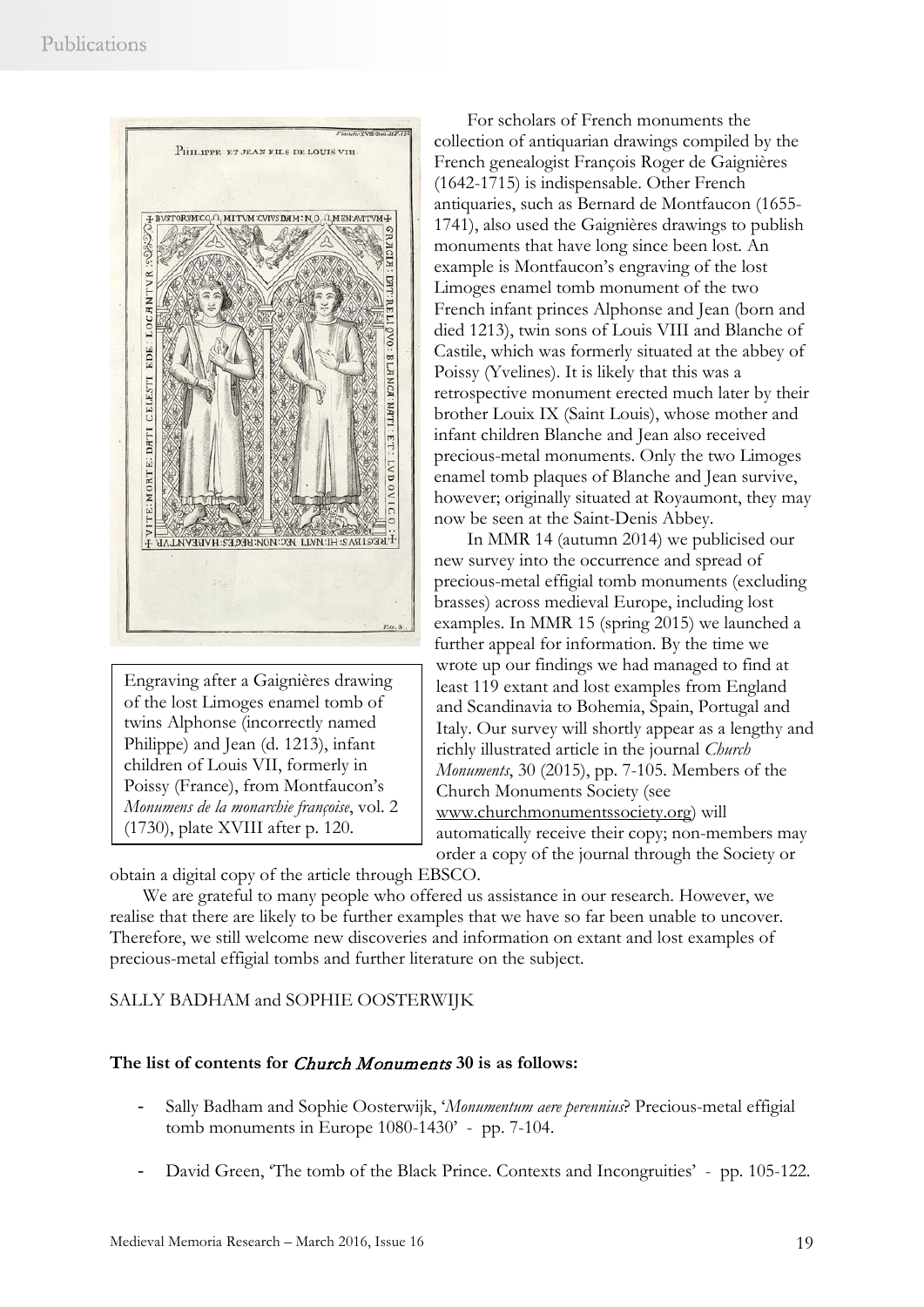Engraving after a Gaignières drawing of the lost Limoges enamel tomb of twins Alphonse (incorrectly named Philippe) and Jean (d. 1213), infant children of Louis VII, formerly in Poissy (France), from Montfaucon's *Monumens de la monarchie françoise*, vol. 2 (1730), plate XVIII after p. 120.

For scholars of French monuments the collection of antiquarian drawings compiled by the French genealogist François Roger de Gaignières (1642-1715) is indispensable. Other French antiquaries, such as Bernard de Montfaucon (1655-1741), also used the Gaignières drawings to publish monuments that have long since been lost. An example is Montfaucon's engraving of the lost Limoges enamel tomb monument of the two French infant princes Alphonse and Jean (born and died 1213), twin sons of Louis VIII and Blanche of Castile, which was formerly situated at the abbey of Poissy (Yvelines). It is likely that this was a retrospective monument erected much later by their brother Louix IX (Saint Louis), whose mother and infant children Blanche and Jean also received precious-metal monuments. Only the two Limoges enamel tomb plaques of Blanche and Jean survive, however; originally situated at Royaumont, they may now be seen at the Saint-Denis Abbey.

In MMR 14 (autumn 2014) we publicised our new survey into the occurrence and spread of precious-metal effigial tomb monuments (excluding brasses) across medieval Europe, including lost examples. In MMR 15 (spring 2015) we launched a further appeal for information. By the time we wrote up our findings we had managed to find at least 119 extant and lost examples from England and Scandinavia to Bohemia, Spain, Portugal and Italy. Our survey will shortly appear as a lengthy and richly illustrated article in the journal *Church Monuments*, 30 (2015), pp. 7-105. Members of the Church Monuments Society (see www.churchmonumentssociety.org) will automatically receive their copy; non-members may order a copy of the journal through the Society or obtain a digital copy of the article through EBSCO.

We are grateful to many people who offered us assistance in our research. However, we realise that there are likely to be further examples that we have so far been unable to uncover. Therefore, we still welcome new discoveries and information on extant and lost examples of precious-metal effigial tombs and further literature on the subject.

SALLY BADHAM and SOPHIE OOSTERWIJK

**The list of contents for *Church Monuments* 30 is as follows:**

- Sally Badham and Sophie Oosterwijk, '*Monumentum aere perennius*? Precious-metal effigial tomb monuments in Europe 1080-1430' - pp. 7-104.
- David Green, 'The tomb of the Black Prince. Contexts and Incongruities' - pp. 105-122.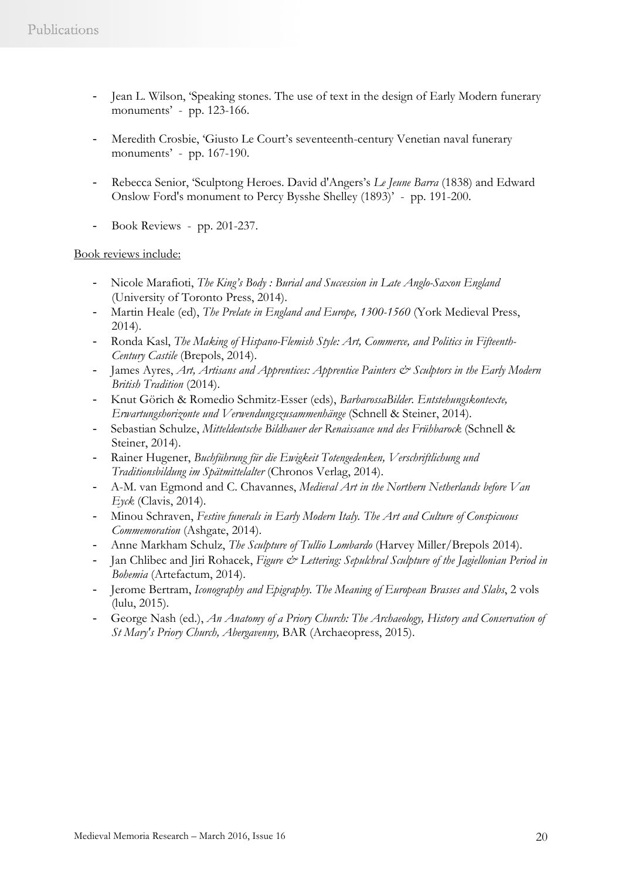- Jean L. Wilson, 'Speaking stones. The use of text in the design of Early Modern funerary monuments' - pp. 123-166.

- Meredith Crosbie, 'Giusto Le Court's seventeenth-century Venetian naval funerary monuments' - pp. 167-190.

- Rebecca Senior, 'Sculptong Heroes. David d'Angers's *Le Jeune Barra* (1838) and Edward Onslow Ford's monument to Percy Bysshe Shelley (1893)' - pp. 191-200.

- Book Reviews - pp. 201-237.

<u>Book reviews include:</u>

- Nicole Marafioti, *The King's Body : Burial and Succession in Late Anglo-Saxon England* (University of Toronto Press, 2014).
- Martin Heale (ed), *The Prelate in England and Europe, 1300-1560* (York Medieval Press, 2014).
- Ronda Kasl, *The Making of Hispano-Flemish Style: Art, Commerce, and Politics in Fifteenth-Century Castile* (Brepols, 2014).
- James Ayres, *Art, Artisans and Apprentices: Apprentice Painters & Sculptors in the Early Modern British Tradition* (2014).
- Knut Görich & Romedio Schmitz-Esser (eds), *BarbarossaBilder. Entstehungskontexte, Erwartungshorizonte und Verwendungszusammenhänge* (Schnell & Steiner, 2014).
- Sebastian Schulze, *Mitteldeutsche Bildhauer der Renaissance und des Frühbarock* (Schnell & Steiner, 2014).
- Rainer Hugener, *Buchführung für die Ewigkeit Totengedenken, Verschriftlichung und Traditionsbildung im Spätmittelalter* (Chronos Verlag, 2014).
- A-M. van Egmond and C. Chavannes, *Medieval Art in the Northern Netherlands before Van Eyck* (Clavis, 2014).
- Minou Schraven, *Festive funerals in Early Modern Italy. The Art and Culture of Conspicuous Commemoration* (Ashgate, 2014).
- Anne Markham Schulz, *The Sculpture of Tullio Lombardo* (Harvey Miller/Brepols 2014).
- Jan Chlibec and Jiri Rohacek, *Figure & Lettering: Sepulchral Sculpture of the Jagiellonian Period in Bohemia* (Artefactum, 2014).
- Jerome Bertram, *Iconography and Epigraphy. The Meaning of European Brasses and Slabs*, 2 vols (lulu, 2015).
- George Nash (ed.), *An Anatomy of a Priory Church: The Archaeology, History and Conservation of St Mary's Priory Church, Abergavenny,* BAR (Archaeopress, 2015).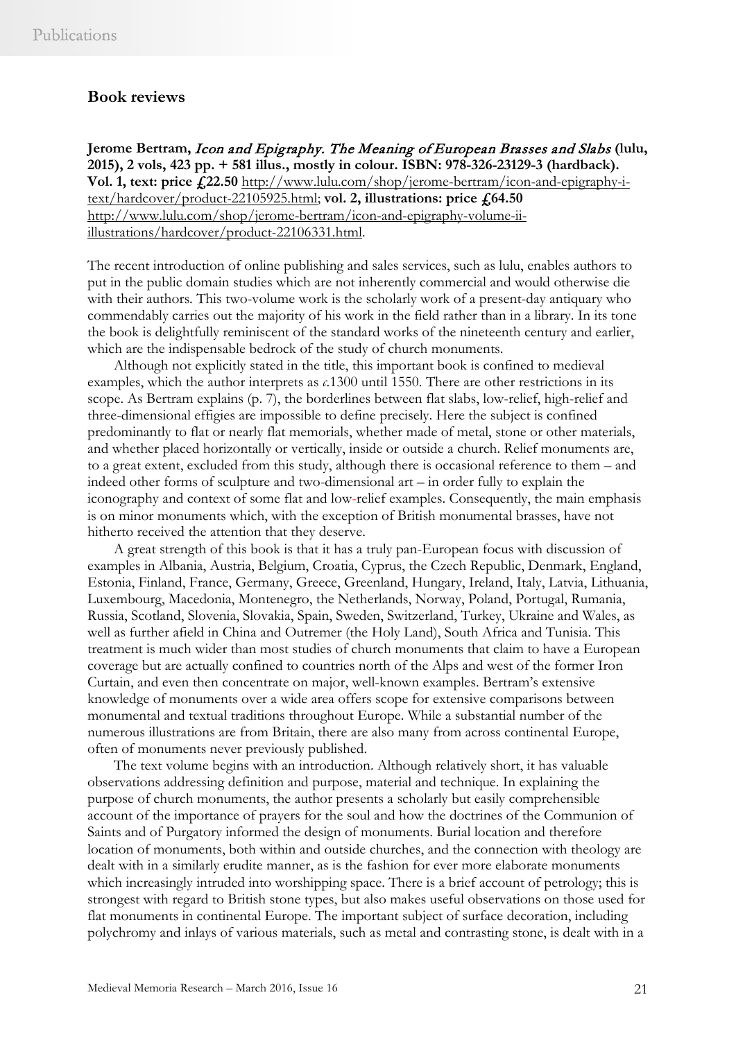## Book reviews

**Jerome Bertram, *Icon and Epigraphy. The Meaning of European Brasses and Slabs* (lulu, 2015), 2 vols, 423 pp. + 581 illus., mostly in colour. ISBN: 978-326-23129-3 (hardback). Vol. 1, text: price £22.50** http://www.lulu.com/shop/jerome-bertram/icon-and-epigraphy-i-text/hardcover/product-22105925.html; **vol. 2, illustrations: price £64.50** http://www.lulu.com/shop/jerome-bertram/icon-and-epigraphy-volume-ii-illustrations/hardcover/product-22106331.html.

The recent introduction of online publishing and sales services, such as lulu, enables authors to put in the public domain studies which are not inherently commercial and would otherwise die with their authors. This two-volume work is the scholarly work of a present-day antiquary who commendably carries out the majority of his work in the field rather than in a library. In its tone the book is delightfully reminiscent of the standard works of the nineteenth century and earlier, which are the indispensable bedrock of the study of church monuments.

Although not explicitly stated in the title, this important book is confined to medieval examples, which the author interprets as *c.*1300 until 1550. There are other restrictions in its scope. As Bertram explains (p. 7), the borderlines between flat slabs, low-relief, high-relief and three-dimensional effigies are impossible to define precisely. Here the subject is confined predominantly to flat or nearly flat memorials, whether made of metal, stone or other materials, and whether placed horizontally or vertically, inside or outside a church. Relief monuments are, to a great extent, excluded from this study, although there is occasional reference to them – and indeed other forms of sculpture and two-dimensional art – in order fully to explain the iconography and context of some flat and low-relief examples. Consequently, the main emphasis is on minor monuments which, with the exception of British monumental brasses, have not hitherto received the attention that they deserve.

A great strength of this book is that it has a truly pan-European focus with discussion of examples in Albania, Austria, Belgium, Croatia, Cyprus, the Czech Republic, Denmark, England, Estonia, Finland, France, Germany, Greece, Greenland, Hungary, Ireland, Italy, Latvia, Lithuania, Luxembourg, Macedonia, Montenegro, the Netherlands, Norway, Poland, Portugal, Rumania, Russia, Scotland, Slovenia, Slovakia, Spain, Sweden, Switzerland, Turkey, Ukraine and Wales, as well as further afield in China and Outremer (the Holy Land), South Africa and Tunisia. This treatment is much wider than most studies of church monuments that claim to have a European coverage but are actually confined to countries north of the Alps and west of the former Iron Curtain, and even then concentrate on major, well-known examples. Bertram's extensive knowledge of monuments over a wide area offers scope for extensive comparisons between monumental and textual traditions throughout Europe. While a substantial number of the numerous illustrations are from Britain, there are also many from across continental Europe, often of monuments never previously published.

The text volume begins with an introduction. Although relatively short, it has valuable observations addressing definition and purpose, material and technique. In explaining the purpose of church monuments, the author presents a scholarly but easily comprehensible account of the importance of prayers for the soul and how the doctrines of the Communion of Saints and of Purgatory informed the design of monuments. Burial location and therefore location of monuments, both within and outside churches, and the connection with theology are dealt with in a similarly erudite manner, as is the fashion for ever more elaborate monuments which increasingly intruded into worshipping space. There is a brief account of petrology; this is strongest with regard to British stone types, but also makes useful observations on those used for flat monuments in continental Europe. The important subject of surface decoration, including polychromy and inlays of various materials, such as metal and contrasting stone, is dealt with in a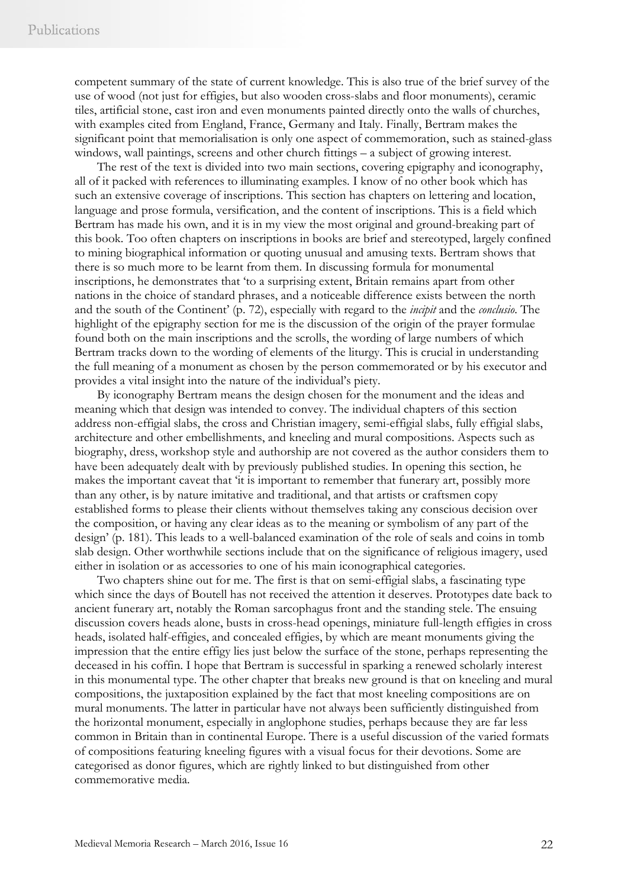competent summary of the state of current knowledge. This is also true of the brief survey of the use of wood (not just for effigies, but also wooden cross-slabs and floor monuments), ceramic tiles, artificial stone, cast iron and even monuments painted directly onto the walls of churches, with examples cited from England, France, Germany and Italy. Finally, Bertram makes the significant point that memorialisation is only one aspect of commemoration, such as stained-glass windows, wall paintings, screens and other church fittings – a subject of growing interest.

The rest of the text is divided into two main sections, covering epigraphy and iconography, all of it packed with references to illuminating examples. I know of no other book which has such an extensive coverage of inscriptions. This section has chapters on lettering and location, language and prose formula, versification, and the content of inscriptions. This is a field which Bertram has made his own, and it is in my view the most original and ground-breaking part of this book. Too often chapters on inscriptions in books are brief and stereotyped, largely confined to mining biographical information or quoting unusual and amusing texts. Bertram shows that there is so much more to be learnt from them. In discussing formula for monumental inscriptions, he demonstrates that 'to a surprising extent, Britain remains apart from other nations in the choice of standard phrases, and a noticeable difference exists between the north and the south of the Continent' (p. 72), especially with regard to the *incipit* and the *conclusio*. The highlight of the epigraphy section for me is the discussion of the origin of the prayer formulae found both on the main inscriptions and the scrolls, the wording of large numbers of which Bertram tracks down to the wording of elements of the liturgy. This is crucial in understanding the full meaning of a monument as chosen by the person commemorated or by his executor and provides a vital insight into the nature of the individual's piety.

By iconography Bertram means the design chosen for the monument and the ideas and meaning which that design was intended to convey. The individual chapters of this section address non-effigial slabs, the cross and Christian imagery, semi-effigial slabs, fully effigial slabs, architecture and other embellishments, and kneeling and mural compositions. Aspects such as biography, dress, workshop style and authorship are not covered as the author considers them to have been adequately dealt with by previously published studies. In opening this section, he makes the important caveat that 'it is important to remember that funerary art, possibly more than any other, is by nature imitative and traditional, and that artists or craftsmen copy established forms to please their clients without themselves taking any conscious decision over the composition, or having any clear ideas as to the meaning or symbolism of any part of the design' (p. 181). This leads to a well-balanced examination of the role of seals and coins in tomb slab design. Other worthwhile sections include that on the significance of religious imagery, used either in isolation or as accessories to one of his main iconographical categories.

Two chapters shine out for me. The first is that on semi-effigial slabs, a fascinating type which since the days of Boutell has not received the attention it deserves. Prototypes date back to ancient funerary art, notably the Roman sarcophagus front and the standing stele. The ensuing discussion covers heads alone, busts in cross-head openings, miniature full-length effigies in cross heads, isolated half-effigies, and concealed effigies, by which are meant monuments giving the impression that the entire effigy lies just below the surface of the stone, perhaps representing the deceased in his coffin. I hope that Bertram is successful in sparking a renewed scholarly interest in this monumental type. The other chapter that breaks new ground is that on kneeling and mural compositions, the juxtaposition explained by the fact that most kneeling compositions are on mural monuments. The latter in particular have not always been sufficiently distinguished from the horizontal monument, especially in anglophone studies, perhaps because they are far less common in Britain than in continental Europe. There is a useful discussion of the varied formats of compositions featuring kneeling figures with a visual focus for their devotions. Some are categorised as donor figures, which are rightly linked to but distinguished from other commemorative media.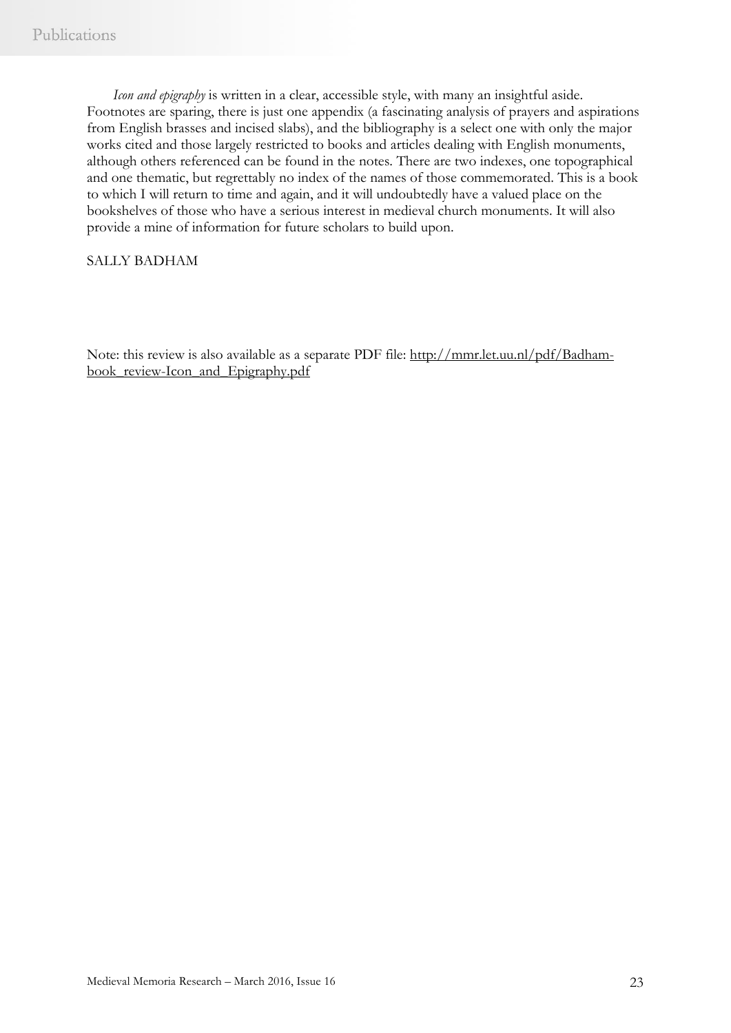*Icon and epigraphy* is written in a clear, accessible style, with many an insightful aside. Footnotes are sparing, there is just one appendix (a fascinating analysis of prayers and aspirations from English brasses and incised slabs), and the bibliography is a select one with only the major works cited and those largely restricted to books and articles dealing with English monuments, although others referenced can be found in the notes. There are two indexes, one topographical and one thematic, but regrettably no index of the names of those commemorated. This is a book to which I will return to time and again, and it will undoubtedly have a valued place on the bookshelves of those who have a serious interest in medieval church monuments. It will also provide a mine of information for future scholars to build upon.

SALLY BADHAM

Note: this review is also available as a separate PDF file: http://mmr.let.uu.nl/pdf/Badham-book_review-Icon_and_Epigraphy.pdf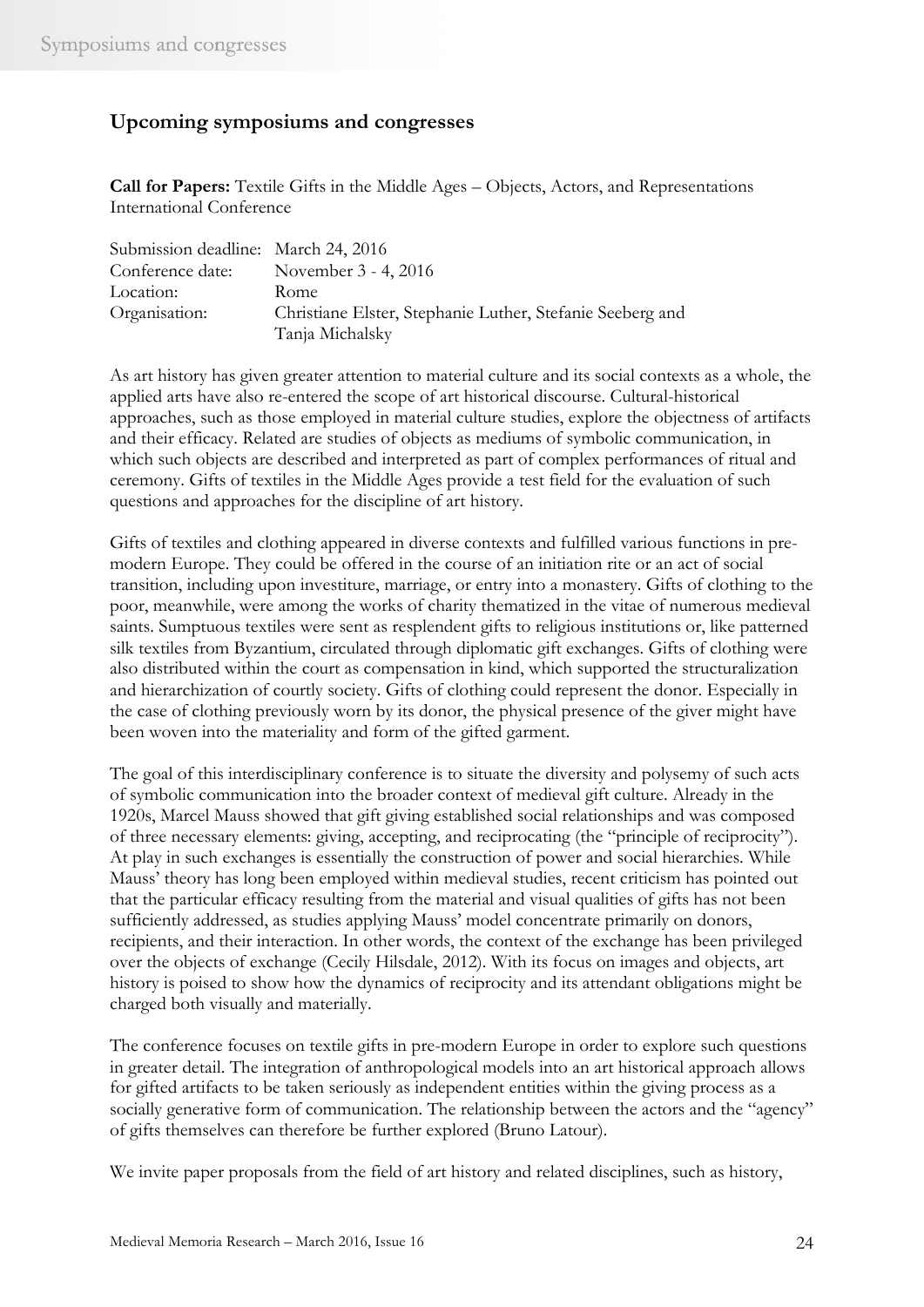## Upcoming symposiums and congresses

**Call for Papers:** Textile Gifts in the Middle Ages – Objects, Actors, and Representations International Conference

| | |
|---|---|
| Submission deadline: | March 24, 2016 |
| Conference date: | November 3 - 4, 2016 |
| Location: | Rome |
| Organisation: | Christiane Elster, Stephanie Luther, Stefanie Seeberg and Tanja Michalsky |

As art history has given greater attention to material culture and its social contexts as a whole, the applied arts have also re-entered the scope of art historical discourse. Cultural-historical approaches, such as those employed in material culture studies, explore the objectness of artifacts and their efficacy. Related are studies of objects as mediums of symbolic communication, in which such objects are described and interpreted as part of complex performances of ritual and ceremony. Gifts of textiles in the Middle Ages provide a test field for the evaluation of such questions and approaches for the discipline of art history.

Gifts of textiles and clothing appeared in diverse contexts and fulfilled various functions in pre-modern Europe. They could be offered in the course of an initiation rite or an act of social transition, including upon investiture, marriage, or entry into a monastery. Gifts of clothing to the poor, meanwhile, were among the works of charity thematized in the vitae of numerous medieval saints. Sumptuous textiles were sent as resplendent gifts to religious institutions or, like patterned silk textiles from Byzantium, circulated through diplomatic gift exchanges. Gifts of clothing were also distributed within the court as compensation in kind, which supported the structuralization and hierarchization of courtly society. Gifts of clothing could represent the donor. Especially in the case of clothing previously worn by its donor, the physical presence of the giver might have been woven into the materiality and form of the gifted garment.

The goal of this interdisciplinary conference is to situate the diversity and polysemy of such acts of symbolic communication into the broader context of medieval gift culture. Already in the 1920s, Marcel Mauss showed that gift giving established social relationships and was composed of three necessary elements: giving, accepting, and reciprocating (the "principle of reciprocity"). At play in such exchanges is essentially the construction of power and social hierarchies. While Mauss' theory has long been employed within medieval studies, recent criticism has pointed out that the particular efficacy resulting from the material and visual qualities of gifts has not been sufficiently addressed, as studies applying Mauss' model concentrate primarily on donors, recipients, and their interaction. In other words, the context of the exchange has been privileged over the objects of exchange (Cecily Hilsdale, 2012). With its focus on images and objects, art history is poised to show how the dynamics of reciprocity and its attendant obligations might be charged both visually and materially.

The conference focuses on textile gifts in pre-modern Europe in order to explore such questions in greater detail. The integration of anthropological models into an art historical approach allows for gifted artifacts to be taken seriously as independent entities within the giving process as a socially generative form of communication. The relationship between the actors and the "agency" of gifts themselves can therefore be further explored (Bruno Latour).

We invite paper proposals from the field of art history and related disciplines, such as history,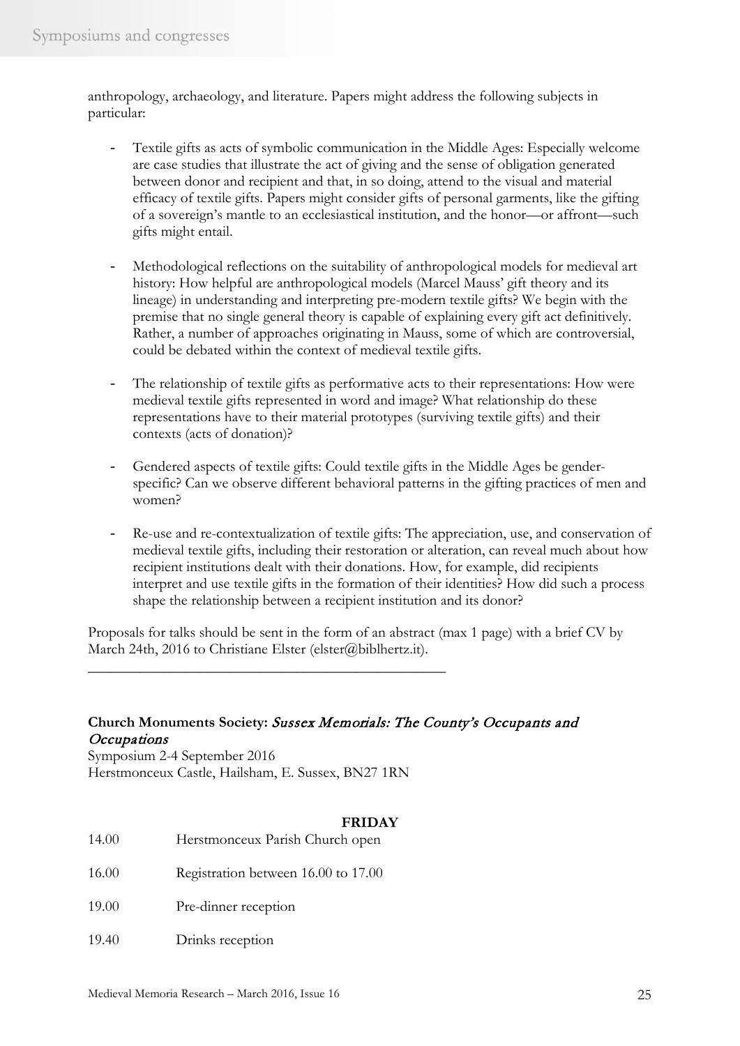anthropology, archaeology, and literature. Papers might address the following subjects in particular:

- Textile gifts as acts of symbolic communication in the Middle Ages: Especially welcome are case studies that illustrate the act of giving and the sense of obligation generated between donor and recipient and that, in so doing, attend to the visual and material efficacy of textile gifts. Papers might consider gifts of personal garments, like the gifting of a sovereign's mantle to an ecclesiastical institution, and the honor—or affront—such gifts might entail.

- Methodological reflections on the suitability of anthropological models for medieval art history: How helpful are anthropological models (Marcel Mauss' gift theory and its lineage) in understanding and interpreting pre-modern textile gifts? We begin with the premise that no single general theory is capable of explaining every gift act definitively. Rather, a number of approaches originating in Mauss, some of which are controversial, could be debated within the context of medieval textile gifts.

- The relationship of textile gifts as performative acts to their representations: How were medieval textile gifts represented in word and image? What relationship do these representations have to their material prototypes (surviving textile gifts) and their contexts (acts of donation)?

- Gendered aspects of textile gifts: Could textile gifts in the Middle Ages be gender-specific? Can we observe different behavioral patterns in the gifting practices of men and women?

- Re-use and re-contextualization of textile gifts: The appreciation, use, and conservation of medieval textile gifts, including their restoration or alteration, can reveal much about how recipient institutions dealt with their donations. How, for example, did recipients interpret and use textile gifts in the formation of their identities? How did such a process shape the relationship between a recipient institution and its donor?

Proposals for talks should be sent in the form of an abstract (max 1 page) with a brief CV by March 24th, 2016 to Christiane Elster (elster@biblhertz.it).

---

**Church Monuments Society:** *Sussex Memorials: The County's Occupants and Occupations*
Symposium 2-4 September 2016
Herstmonceux Castle, Hailsham, E. Sussex, BN27 1RN

**FRIDAY**

| | |
|---|---|
| 14.00 | Herstmonceux Parish Church open |
| 16.00 | Registration between 16.00 to 17.00 |
| 19.00 | Pre-dinner reception |
| 19.40 | Drinks reception |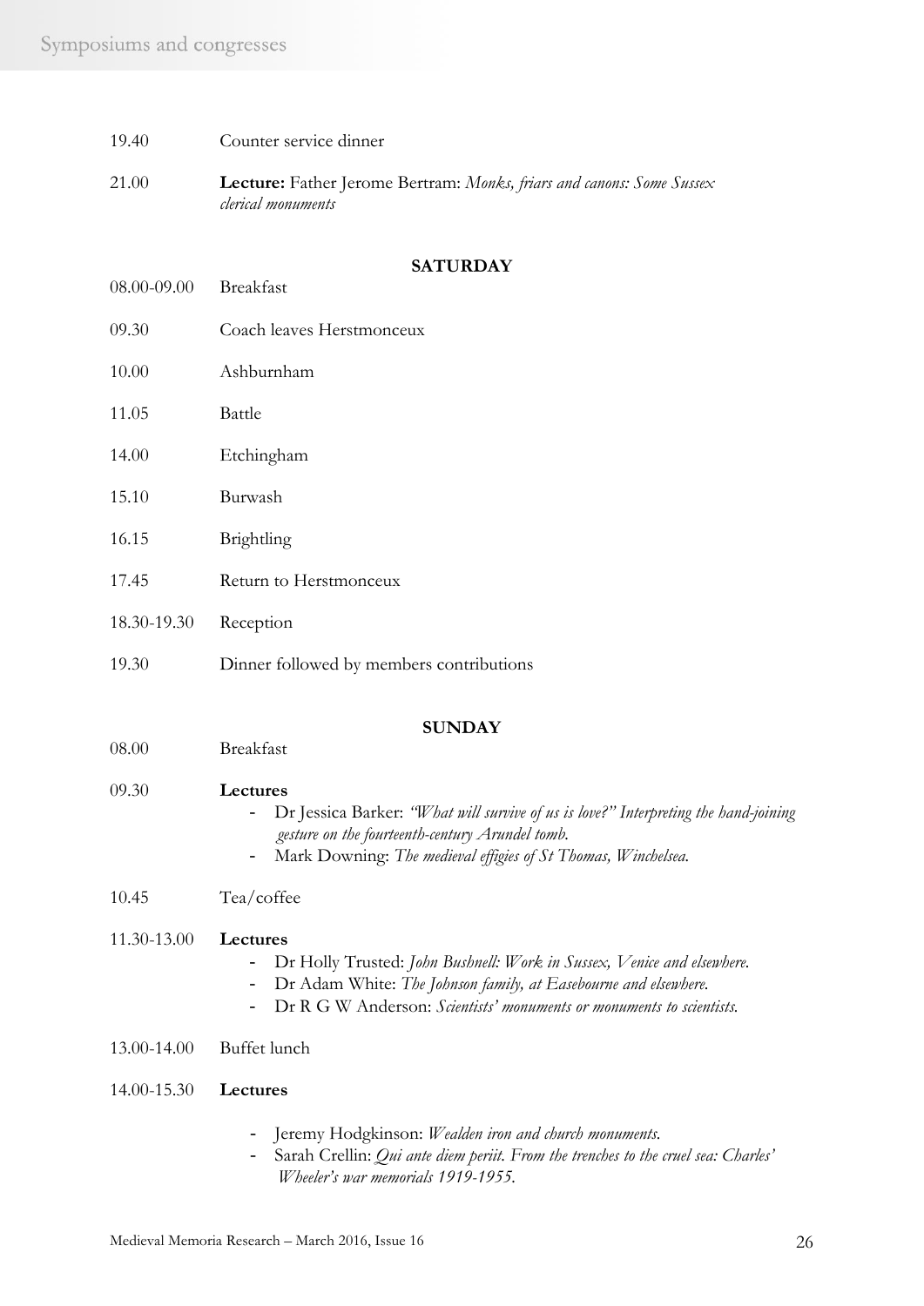19.40 Counter service dinner

21.00 **Lecture:** Father Jerome Bertram: *Monks, friars and canons: Some Sussex clerical monuments*

**SATURDAY**

08.00-09.00 Breakfast

09.30 Coach leaves Herstmonceux

10.00 Ashburnham

11.05 Battle

14.00 Etchingham

15.10 Burwash

16.15 Brightling

17.45 Return to Herstmonceux

18.30-19.30 Reception

19.30 Dinner followed by members contributions

**SUNDAY**

08.00 Breakfast

09.30 **Lectures**

- Dr Jessica Barker: *"What will survive of us is love?" Interpreting the hand-joining gesture on the fourteenth-century Arundel tomb.*
- Mark Downing: *The medieval effigies of St Thomas, Winchelsea.*

10.45 Tea/coffee

11.30-13.00 **Lectures**

- Dr Holly Trusted: *John Bushnell: Work in Sussex, Venice and elsewhere.*
- Dr Adam White: *The Johnson family, at Easebourne and elsewhere.*
- Dr R G W Anderson: *Scientists' monuments or monuments to scientists.*

13.00-14.00 Buffet lunch

14.00-15.30 **Lectures**

- Jeremy Hodgkinson: *Wealden iron and church monuments.*
- Sarah Crellin: *Qui ante diem periit. From the trenches to the cruel sea: Charles' Wheeler's war memorials 1919-1955.*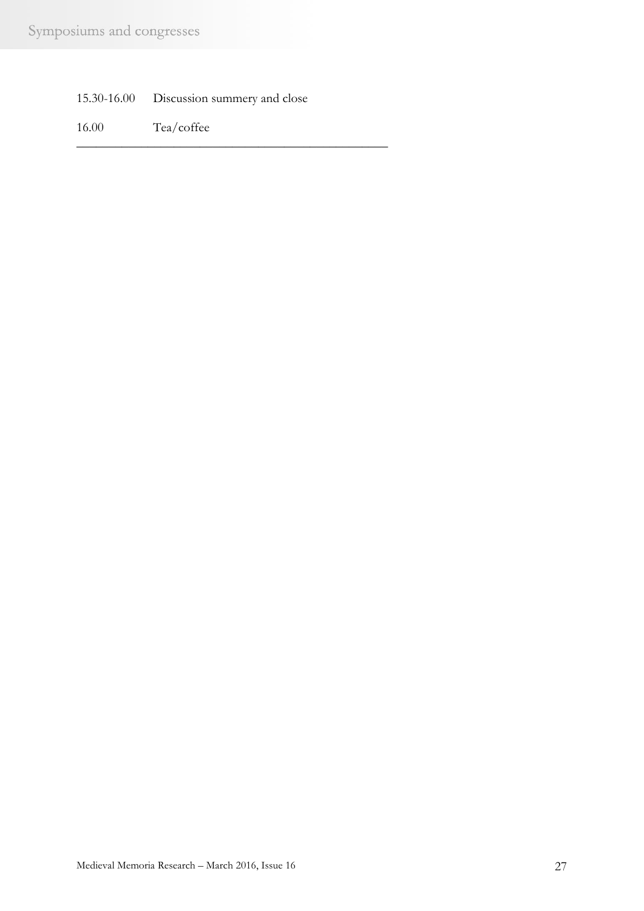15.30-16.00 Discussion summery and close

16.00 Tea/coffee

---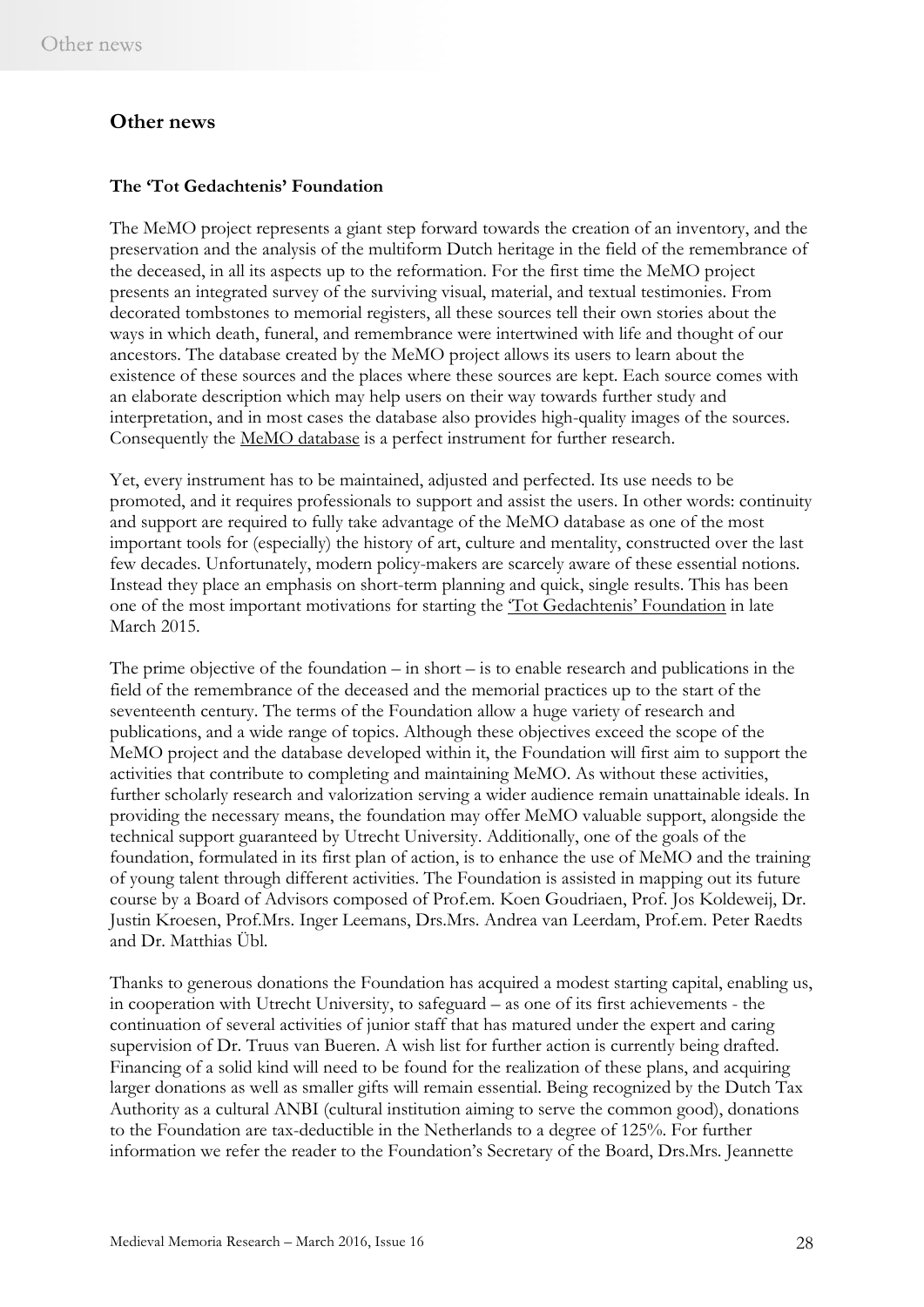## Other news

### The 'Tot Gedachtenis' Foundation

The MeMO project represents a giant step forward towards the creation of an inventory, and the preservation and the analysis of the multiform Dutch heritage in the field of the remembrance of the deceased, in all its aspects up to the reformation. For the first time the MeMO project presents an integrated survey of the surviving visual, material, and textual testimonies. From decorated tombstones to memorial registers, all these sources tell their own stories about the ways in which death, funeral, and remembrance were intertwined with life and thought of our ancestors. The database created by the MeMO project allows its users to learn about the existence of these sources and the places where these sources are kept. Each source comes with an elaborate description which may help users on their way towards further study and interpretation, and in most cases the database also provides high-quality images of the sources. Consequently the MeMO database is a perfect instrument for further research.

Yet, every instrument has to be maintained, adjusted and perfected. Its use needs to be promoted, and it requires professionals to support and assist the users. In other words: continuity and support are required to fully take advantage of the MeMO database as one of the most important tools for (especially) the history of art, culture and mentality, constructed over the last few decades. Unfortunately, modern policy-makers are scarcely aware of these essential notions. Instead they place an emphasis on short-term planning and quick, single results. This has been one of the most important motivations for starting the 'Tot Gedachtenis' Foundation in late March 2015.

The prime objective of the foundation – in short – is to enable research and publications in the field of the remembrance of the deceased and the memorial practices up to the start of the seventeenth century. The terms of the Foundation allow a huge variety of research and publications, and a wide range of topics. Although these objectives exceed the scope of the MeMO project and the database developed within it, the Foundation will first aim to support the activities that contribute to completing and maintaining MeMO. As without these activities, further scholarly research and valorization serving a wider audience remain unattainable ideals. In providing the necessary means, the foundation may offer MeMO valuable support, alongside the technical support guaranteed by Utrecht University. Additionally, one of the goals of the foundation, formulated in its first plan of action, is to enhance the use of MeMO and the training of young talent through different activities. The Foundation is assisted in mapping out its future course by a Board of Advisors composed of Prof.em. Koen Goudriaen, Prof. Jos Koldeweij, Dr. Justin Kroesen, Prof.Mrs. Inger Leemans, Drs.Mrs. Andrea van Leerdam, Prof.em. Peter Raedts and Dr. Matthias Übl.

Thanks to generous donations the Foundation has acquired a modest starting capital, enabling us, in cooperation with Utrecht University, to safeguard – as one of its first achievements - the continuation of several activities of junior staff that has matured under the expert and caring supervision of Dr. Truus van Bueren. A wish list for further action is currently being drafted. Financing of a solid kind will need to be found for the realization of these plans, and acquiring larger donations as well as smaller gifts will remain essential. Being recognized by the Dutch Tax Authority as a cultural ANBI (cultural institution aiming to serve the common good), donations to the Foundation are tax-deductible in the Netherlands to a degree of 125%. For further information we refer the reader to the Foundation's Secretary of the Board, Drs.Mrs. Jeannette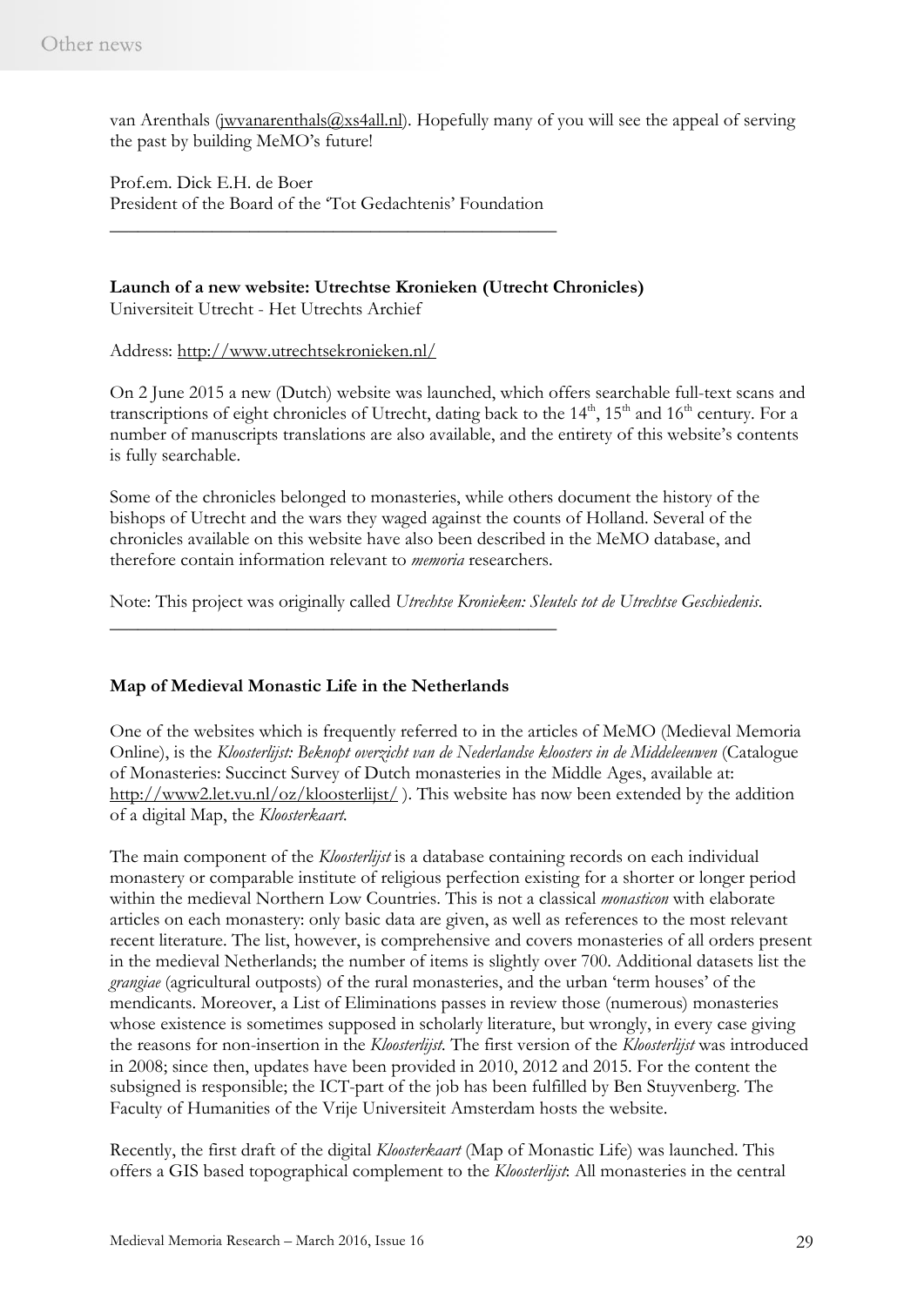van Arenthals (jwvanarenthals@xs4all.nl). Hopefully many of you will see the appeal of serving the past by building MeMO's future!

Prof.em. Dick E.H. de Boer
President of the Board of the 'Tot Gedachtenis' Foundation

---

**Launch of a new website: Utrechtse Kronieken (Utrecht Chronicles)**
Universiteit Utrecht - Het Utrechts Archief

Address: http://www.utrechtsekronieken.nl/

On 2 June 2015 a new (Dutch) website was launched, which offers searchable full-text scans and transcriptions of eight chronicles of Utrecht, dating back to the 14th, 15th and 16th century. For a number of manuscripts translations are also available, and the entirety of this website's contents is fully searchable.

Some of the chronicles belonged to monasteries, while others document the history of the bishops of Utrecht and the wars they waged against the counts of Holland. Several of the chronicles available on this website have also been described in the MeMO database, and therefore contain information relevant to *memoria* researchers.

Note: This project was originally called *Utrechtse Kronieken: Sleutels tot de Utrechtse Geschiedenis*.

---

**Map of Medieval Monastic Life in the Netherlands**

One of the websites which is frequently referred to in the articles of MeMO (Medieval Memoria Online), is the *Kloosterlijst: Beknopt overzicht van de Nederlandse kloosters in de Middeleeuwen* (Catalogue of Monasteries: Succinct Survey of Dutch monasteries in the Middle Ages, available at: http://www2.let.vu.nl/oz/kloosterlijst/ ). This website has now been extended by the addition of a digital Map, the *Kloosterkaart*.

The main component of the *Kloosterlijst* is a database containing records on each individual monastery or comparable institute of religious perfection existing for a shorter or longer period within the medieval Northern Low Countries. This is not a classical *monasticon* with elaborate articles on each monastery: only basic data are given, as well as references to the most relevant recent literature. The list, however, is comprehensive and covers monasteries of all orders present in the medieval Netherlands; the number of items is slightly over 700. Additional datasets list the *grangiae* (agricultural outposts) of the rural monasteries, and the urban 'term houses' of the mendicants. Moreover, a List of Eliminations passes in review those (numerous) monasteries whose existence is sometimes supposed in scholarly literature, but wrongly, in every case giving the reasons for non-insertion in the *Kloosterlijst*. The first version of the *Kloosterlijst* was introduced in 2008; since then, updates have been provided in 2010, 2012 and 2015. For the content the subsigned is responsible; the ICT-part of the job has been fulfilled by Ben Stuyvenberg. The Faculty of Humanities of the Vrije Universiteit Amsterdam hosts the website.

Recently, the first draft of the digital *Kloosterkaart* (Map of Monastic Life) was launched. This offers a GIS based topographical complement to the *Kloosterlijst*: All monasteries in the central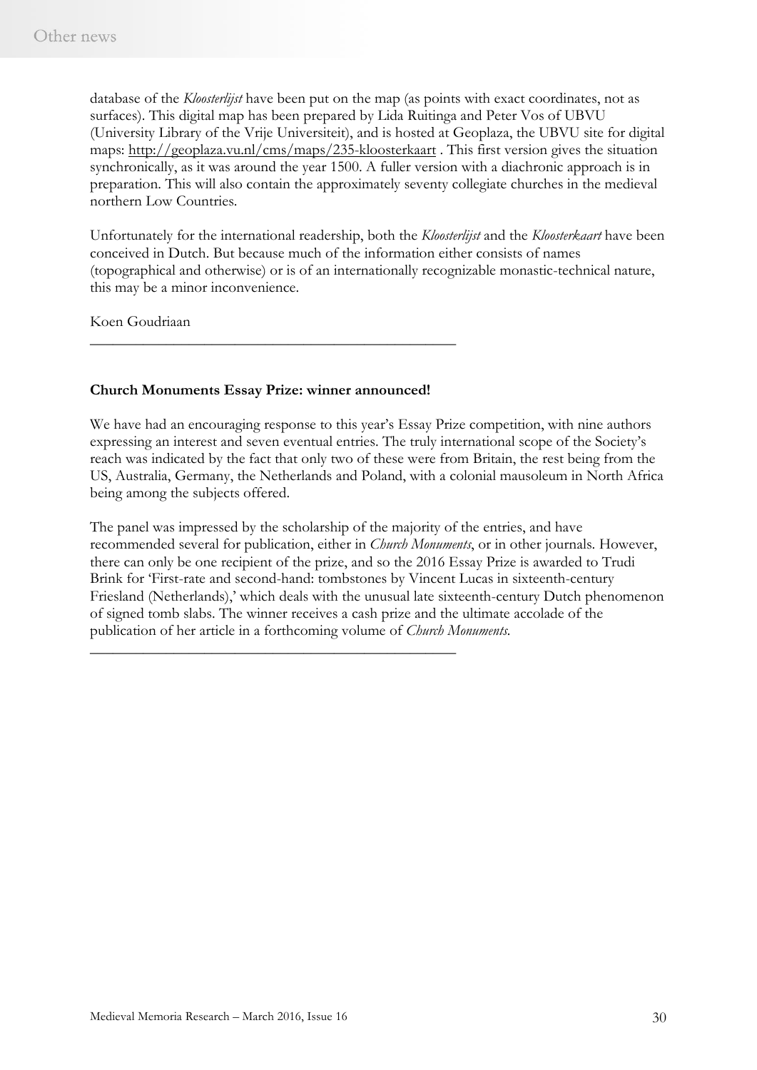database of the *Kloosterlijst* have been put on the map (as points with exact coordinates, not as surfaces). This digital map has been prepared by Lida Ruitinga and Peter Vos of UBVU (University Library of the Vrije Universiteit), and is hosted at Geoplaza, the UBVU site for digital maps: http://geoplaza.vu.nl/cms/maps/235-kloosterkaart . This first version gives the situation synchronically, as it was around the year 1500. A fuller version with a diachronic approach is in preparation. This will also contain the approximately seventy collegiate churches in the medieval northern Low Countries.

Unfortunately for the international readership, both the *Kloosterlijst* and the *Kloosterkaart* have been conceived in Dutch. But because much of the information either consists of names (topographical and otherwise) or is of an internationally recognizable monastic-technical nature, this may be a minor inconvenience.

Koen Goudriaan

---

**Church Monuments Essay Prize: winner announced!**

We have had an encouraging response to this year's Essay Prize competition, with nine authors expressing an interest and seven eventual entries. The truly international scope of the Society's reach was indicated by the fact that only two of these were from Britain, the rest being from the US, Australia, Germany, the Netherlands and Poland, with a colonial mausoleum in North Africa being among the subjects offered.

The panel was impressed by the scholarship of the majority of the entries, and have recommended several for publication, either in *Church Monuments*, or in other journals. However, there can only be one recipient of the prize, and so the 2016 Essay Prize is awarded to Trudi Brink for 'First-rate and second-hand: tombstones by Vincent Lucas in sixteenth-century Friesland (Netherlands),' which deals with the unusual late sixteenth-century Dutch phenomenon of signed tomb slabs. The winner receives a cash prize and the ultimate accolade of the publication of her article in a forthcoming volume of *Church Monuments*.

---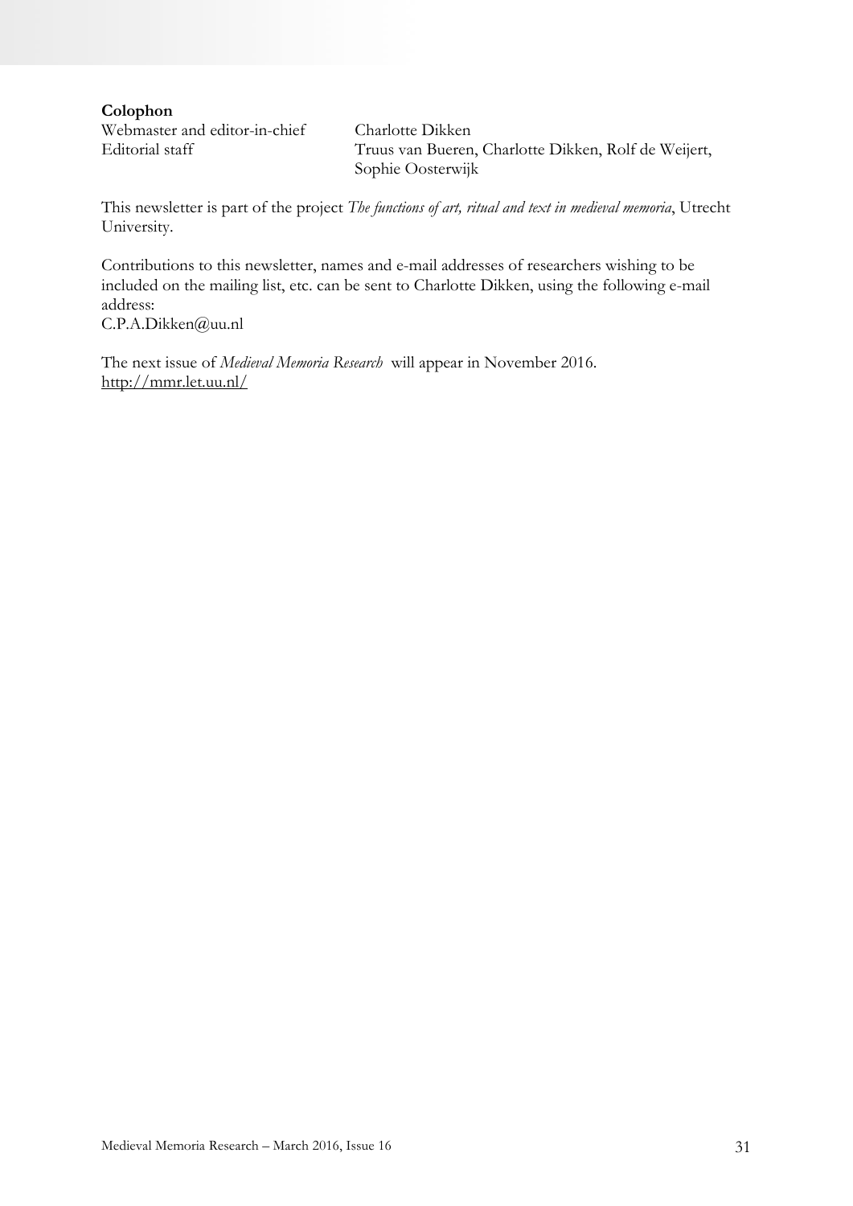**Colophon**

| | |
|---|---|
| Webmaster and editor-in-chief | Charlotte Dikken |
| Editorial staff | Truus van Bueren, Charlotte Dikken, Rolf de Weijert, Sophie Oosterwijk |

This newsletter is part of the project *The functions of art, ritual and text in medieval memoria*, Utrecht University.

Contributions to this newsletter, names and e-mail addresses of researchers wishing to be included on the mailing list, etc. can be sent to Charlotte Dikken, using the following e-mail address:
C.P.A.Dikken@uu.nl

The next issue of *Medieval Memoria Research* will appear in November 2016.
http://mmr.let.uu.nl/